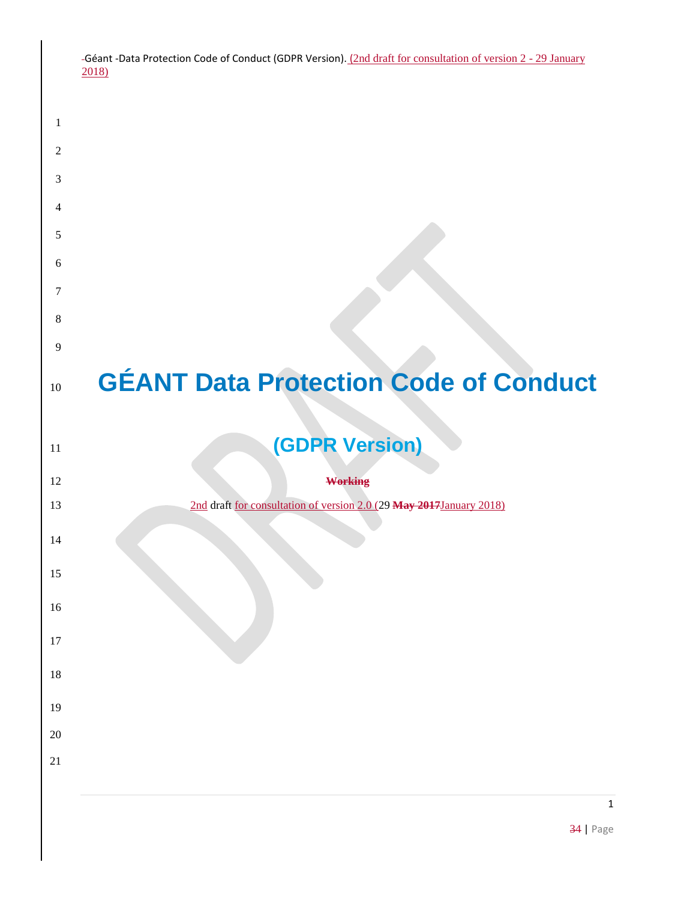# GÉANT Data Protection Code of Conduct

## (GDPR Version)

~~Working~~

2nd draft for consultation of version 2.0 (29 ~~May 2017~~January 2018)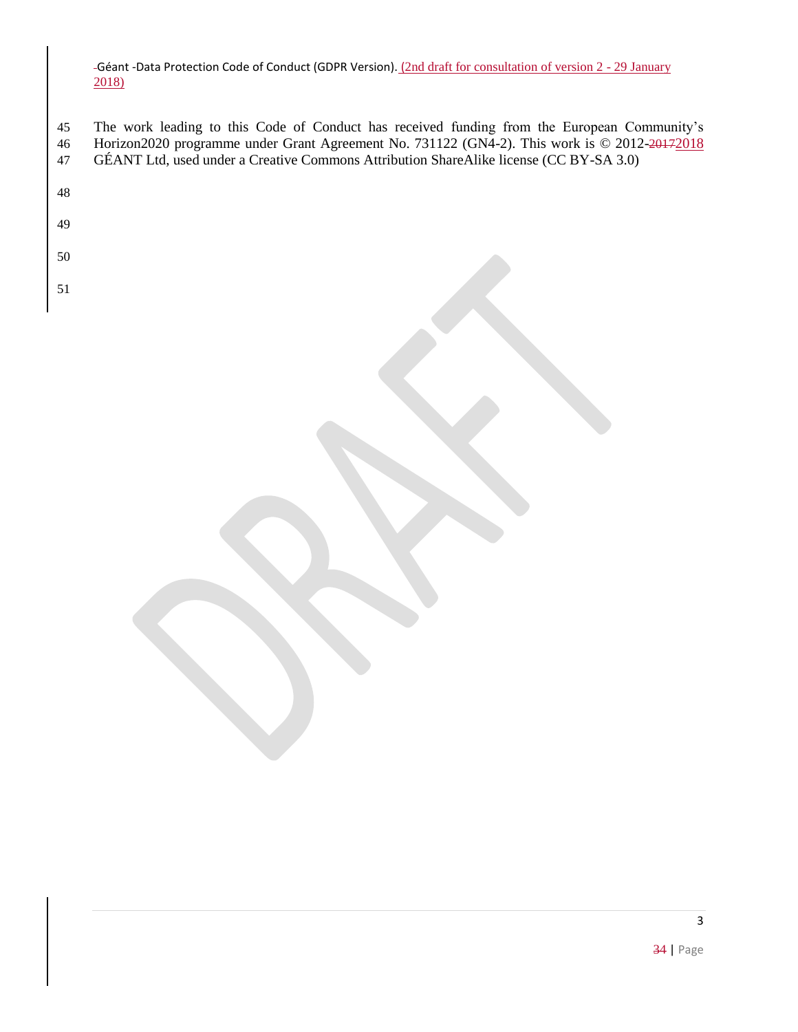The work leading to this Code of Conduct has received funding from the European Community's Horizon2020 programme under Grant Agreement No. 731122 (GN4-2). This work is © 2012-2018 GÉANT Ltd, used under a Creative Commons Attribution ShareAlike license (CC BY-SA 3.0)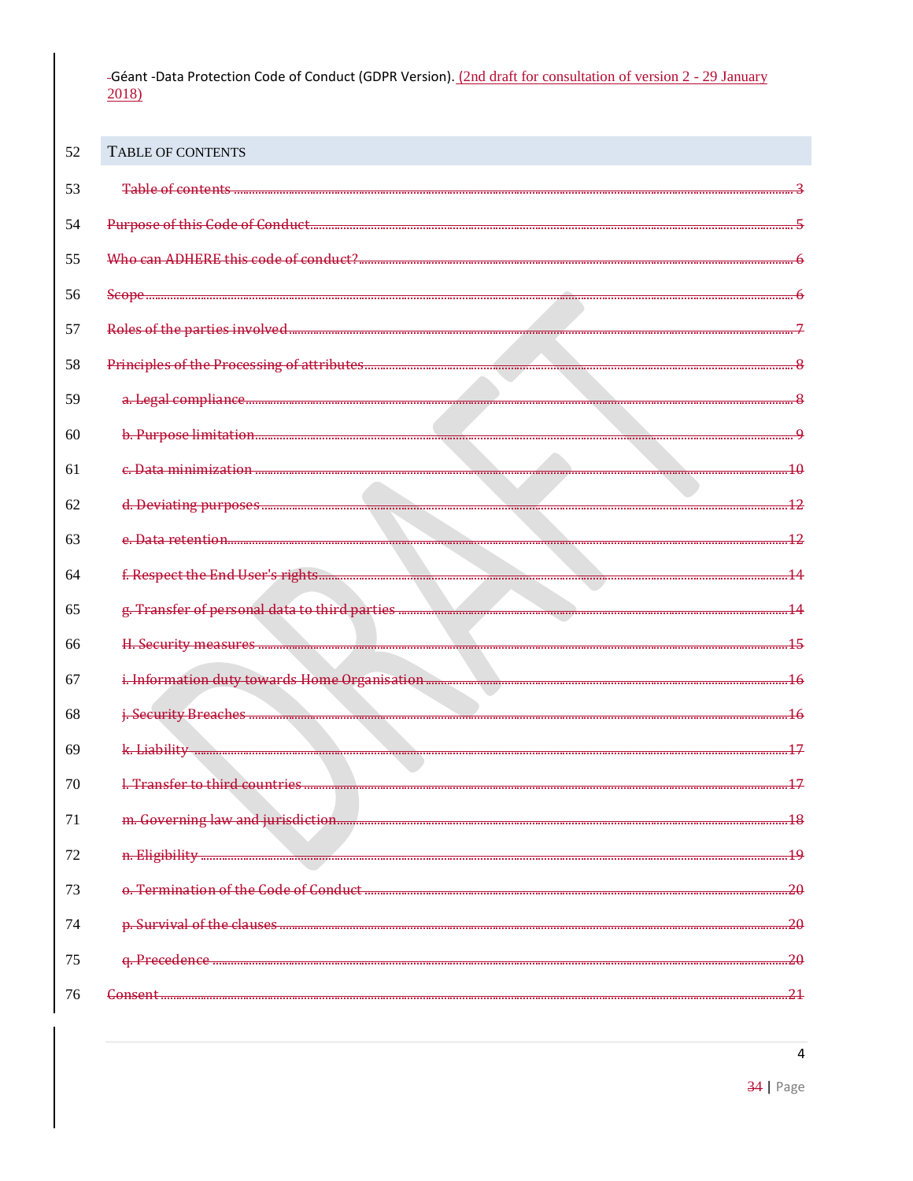## TABLE OF CONTENTS

Table of contents ........ 3

Purpose of this Code of Conduct ........ 5

Who can ADHERE this code of conduct? ........ 6

Scope ........ 6

Roles of the parties involved ........ 7

Principles of the Processing of attributes ........ 8

- a. Legal compliance ........ 8
- b. Purpose limitation ........ 9
- c. Data minimization ........ 10
- d. Deviating purposes ........ 12
- e. Data retention ........ 12
- f. Respect the End User's rights ........ 14
- g. Transfer of personal data to third parties ........ 14
- H. Security measures ........ 15
- i. Information duty towards Home Organisation ........ 16
- j. Security Breaches ........ 16
- k. Liability ........ 17
- l. Transfer to third countries ........ 17
- m. Governing law and jurisdiction ........ 18
- n. Eligibility ........ 19
- o. Termination of the Code of Conduct ........ 20
- p. Survival of the clauses ........ 20
- q. Precedence ........ 20

Consent ........ 21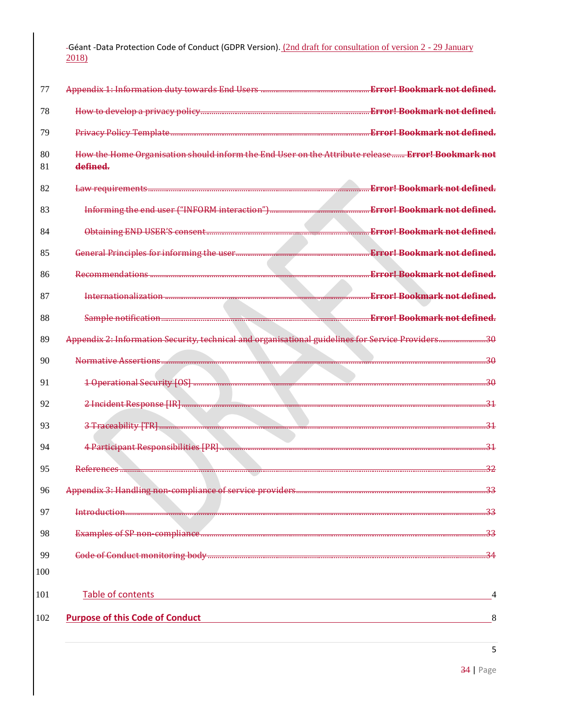Appendix 1: Information duty towards End Users ........ Error! Bookmark not defined.

How to develop a privacy policy ........ Error! Bookmark not defined.

Privacy Policy Template ........ Error! Bookmark not defined.

How the Home Organisation should inform the End User on the Attribute release ........ Error! Bookmark not defined.

Law requirements ........ Error! Bookmark not defined.

Informing the end user ("INFORM interaction") ........ Error! Bookmark not defined.

Obtaining END USER'S consent ........ Error! Bookmark not defined.

General Principles for informing the user ........ Error! Bookmark not defined.

Recommendations ........ Error! Bookmark not defined.

Internationalization ........ Error! Bookmark not defined.

Sample notification ........ Error! Bookmark not defined.

Appendix 2: Information Security, technical and organisational guidelines for Service Providers ........ 30

Normative Assertions ........ 30

1 Operational Security [OS] ........ 30

2 Incident Response [IR] ........ 31

3 Traceability [TR] ........ 31

4 Participant Responsibilities [PR] ........ 31

References ........ 32

Appendix 3: Handling non-compliance of service providers ........ 33

Introduction ........ 33

Examples of SP non-compliance ........ 33

Code of Conduct monitoring body ........ 34

Table of contents ........ 4

**Purpose of this Code of Conduct** ........ 8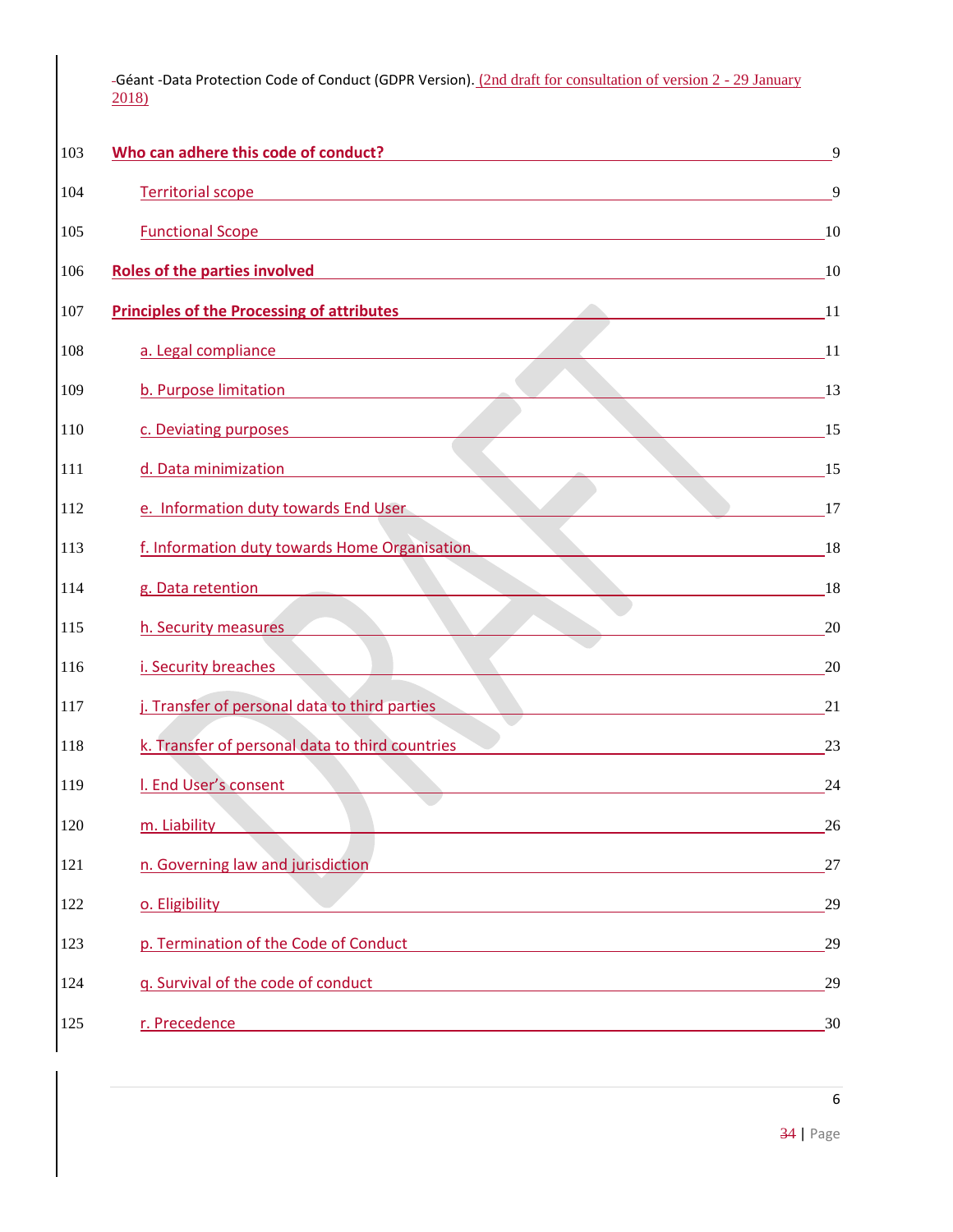| | | |
|---|---|---|
| 103 | **Who can adhere this code of conduct?** | 9 |
| 104 | Territorial scope | 9 |
| 105 | Functional Scope | 10 |
| 106 | **Roles of the parties involved** | 10 |
| 107 | **Principles of the Processing of attributes** | 11 |
| 108 | a. Legal compliance | 11 |
| 109 | b. Purpose limitation | 13 |
| 110 | c. Deviating purposes | 15 |
| 111 | d. Data minimization | 15 |
| 112 | e. Information duty towards End User | 17 |
| 113 | f. Information duty towards Home Organisation | 18 |
| 114 | g. Data retention | 18 |
| 115 | h. Security measures | 20 |
| 116 | i. Security breaches | 20 |
| 117 | j. Transfer of personal data to third parties | 21 |
| 118 | k. Transfer of personal data to third countries | 23 |
| 119 | l. End User's consent | 24 |
| 120 | m. Liability | 26 |
| 121 | n. Governing law and jurisdiction | 27 |
| 122 | o. Eligibility | 29 |
| 123 | p. Termination of the Code of Conduct | 29 |
| 124 | q. Survival of the code of conduct | 29 |
| 125 | r. Precedence | 30 |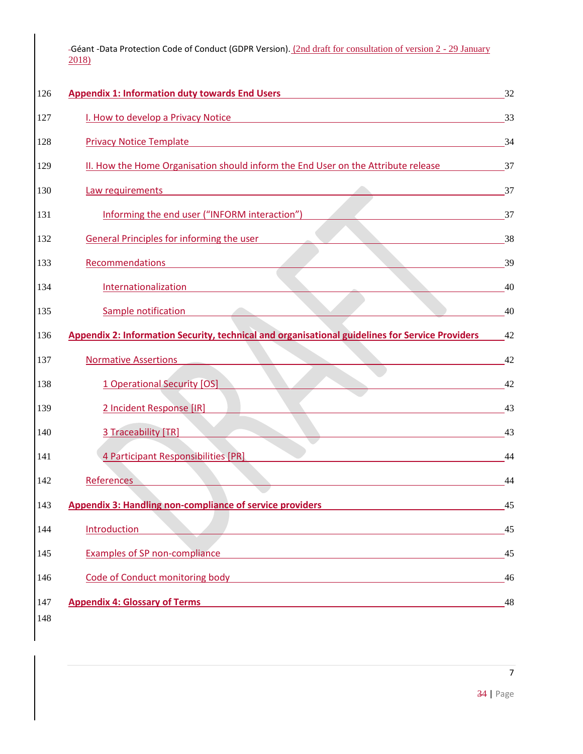- Appendix 1: Information duty towards End Users — 32
  - I. How to develop a Privacy Notice — 33
  - Privacy Notice Template — 34
  - II. How the Home Organisation should inform the End User on the Attribute release — 37
  - Law requirements — 37
    - Informing the end user (“INFORM interaction”) — 37
  - General Principles for informing the user — 38
  - Recommendations — 39
    - Internationalization — 40
    - Sample notification — 40
- Appendix 2: Information Security, technical and organisational guidelines for Service Providers — 42
  - Normative Assertions — 42
    - 1 Operational Security [OS] — 42
    - 2 Incident Response [IR] — 43
    - 3 Traceability [TR] — 43
    - 4 Participant Responsibilities [PR] — 44
  - References — 44
- Appendix 3: Handling non-compliance of service providers — 45
  - Introduction — 45
  - Examples of SP non-compliance — 45
  - Code of Conduct monitoring body — 46
- Appendix 4: Glossary of Terms — 48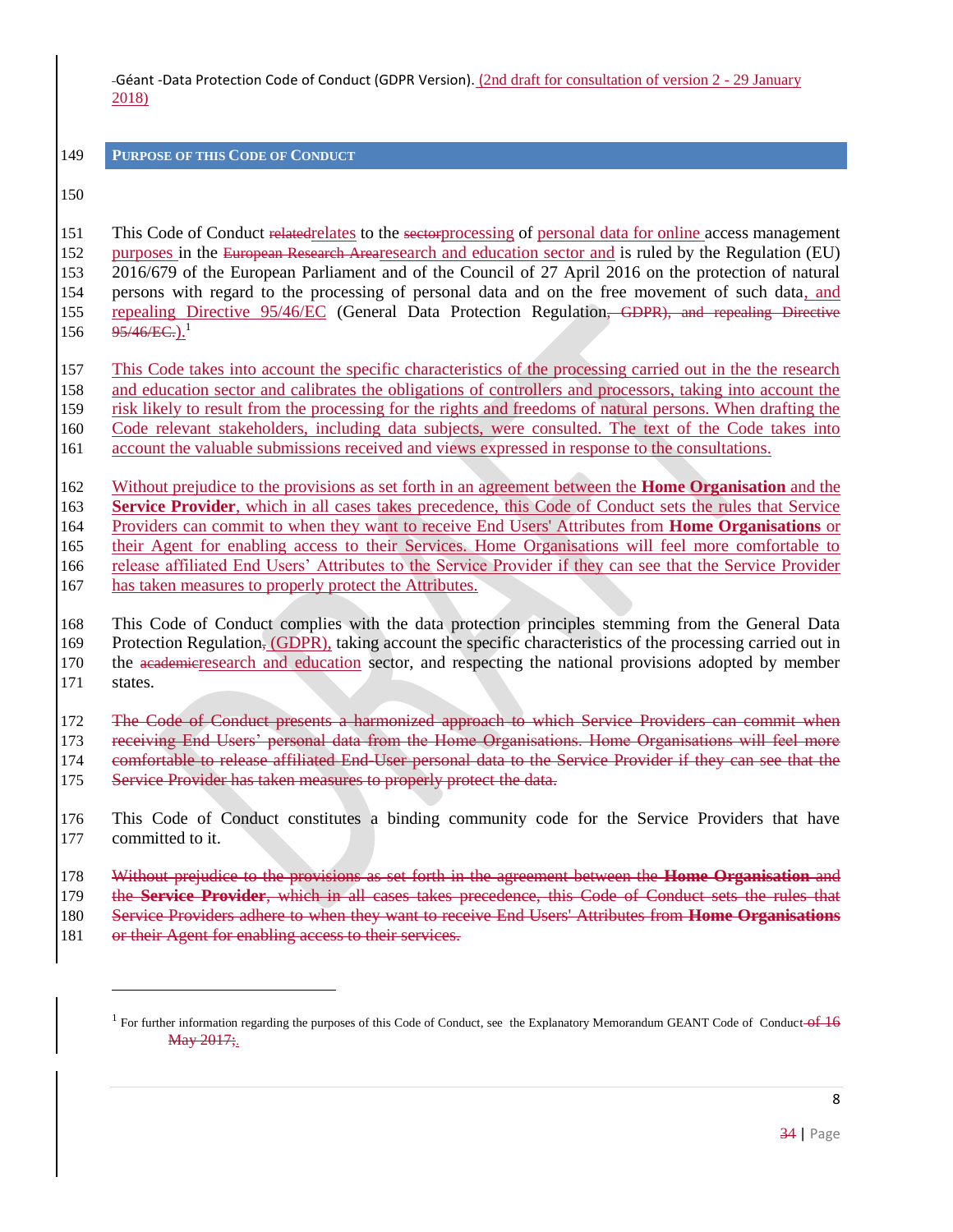## PURPOSE OF THIS CODE OF CONDUCT

This Code of Conduct ~~related~~relates to the ~~sector~~processing of personal data for online access management purposes in the ~~European Research Area~~research and education sector and is ruled by the Regulation (EU) 2016/679 of the European Parliament and of the Council of 27 April 2016 on the protection of natural persons with regard to the processing of personal data and on the free movement of such data, and repealing Directive 95/46/EC (General Data Protection Regulation~~, GDPR), and repealing Directive 95/46/EC.~~).[1]

This Code takes into account the specific characteristics of the processing carried out in the the research and education sector and calibrates the obligations of controllers and processors, taking into account the risk likely to result from the processing for the rights and freedoms of natural persons. When drafting the Code relevant stakeholders, including data subjects, were consulted. The text of the Code takes into account the valuable submissions received and views expressed in response to the consultations.

Without prejudice to the provisions as set forth in an agreement between the **Home Organisation** and the **Service Provider**, which in all cases takes precedence, this Code of Conduct sets the rules that Service Providers can commit to when they want to receive End Users' Attributes from **Home Organisations** or their Agent for enabling access to their Services. Home Organisations will feel more comfortable to release affiliated End Users' Attributes to the Service Provider if they can see that the Service Provider has taken measures to properly protect the Attributes.

This Code of Conduct complies with the data protection principles stemming from the General Data Protection Regulation~~,~~ (GDPR), taking account the specific characteristics of the processing carried out in the ~~academic~~research and education sector, and respecting the national provisions adopted by member states.

~~The Code of Conduct presents a harmonized approach to which Service Providers can commit when receiving End Users' personal data from the Home Organisations. Home Organisations will feel more comfortable to release affiliated End-User personal data to the Service Provider if they can see that the Service Provider has taken measures to properly protect the data.~~

This Code of Conduct constitutes a binding community code for the Service Providers that have committed to it.

~~Without prejudice to the provisions as set forth in the agreement between the **Home Organisation** and the **Service Provider**, which in all cases takes precedence, this Code of Conduct sets the rules that Service Providers adhere to when they want to receive End Users' Attributes from **Home Organisations** or their Agent for enabling access to their services.~~

---

[1] For further information regarding the purposes of this Code of Conduct, see the Explanatory Memorandum GEANT Code of Conduct~~ of 16 May 2017;~~.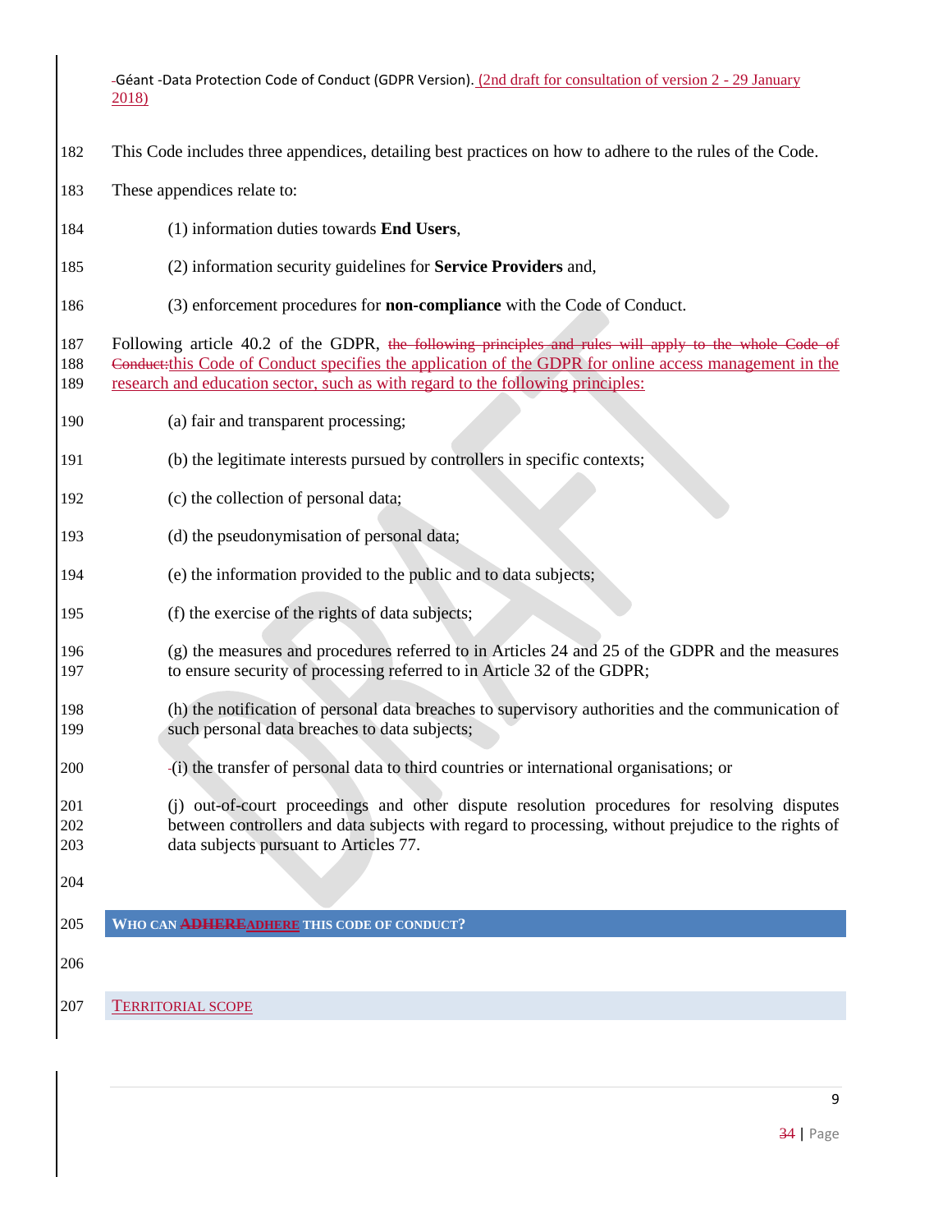This Code includes three appendices, detailing best practices on how to adhere to the rules of the Code.

These appendices relate to:

(1) information duties towards **End Users**,

(2) information security guidelines for **Service Providers** and,

(3) enforcement procedures for **non-compliance** with the Code of Conduct.

Following article 40.2 of the GDPR, ~~the following principles and rules will apply to the whole Code of Conduct:~~this Code of Conduct specifies the application of the GDPR for online access management in the research and education sector, such as with regard to the following principles:

(a) fair and transparent processing;

(b) the legitimate interests pursued by controllers in specific contexts;

(c) the collection of personal data;

(d) the pseudonymisation of personal data;

(e) the information provided to the public and to data subjects;

(f) the exercise of the rights of data subjects;

(g) the measures and procedures referred to in Articles 24 and 25 of the GDPR and the measures to ensure security of processing referred to in Article 32 of the GDPR;

(h) the notification of personal data breaches to supervisory authorities and the communication of such personal data breaches to data subjects;

(i) the transfer of personal data to third countries or international organisations; or

(j) out-of-court proceedings and other dispute resolution procedures for resolving disputes between controllers and data subjects with regard to processing, without prejudice to the rights of data subjects pursuant to Articles 77.

## WHO CAN ~~ADHERE~~ADHERE THIS CODE OF CONDUCT?

### TERRITORIAL SCOPE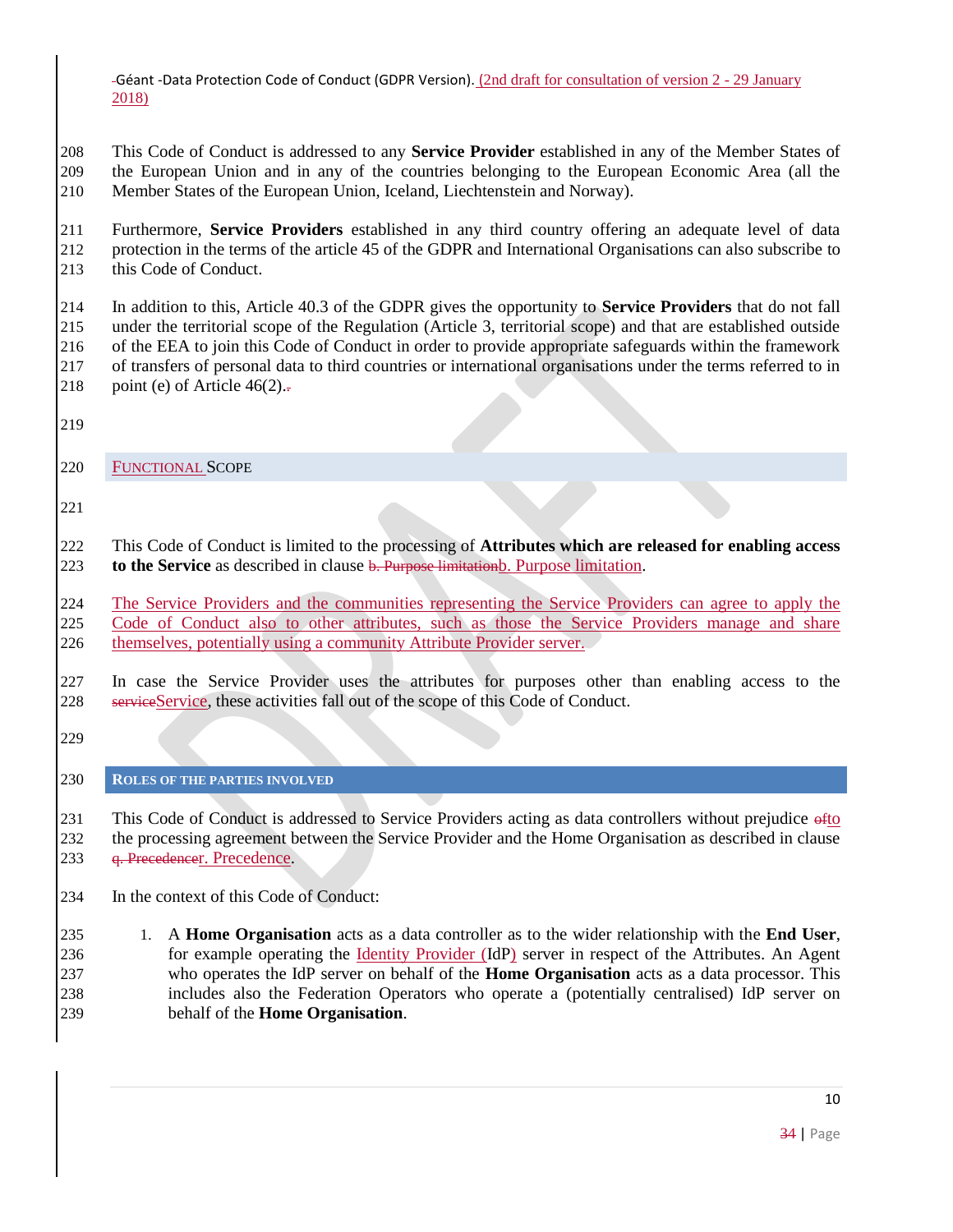This Code of Conduct is addressed to any **Service Provider** established in any of the Member States of the European Union and in any of the countries belonging to the European Economic Area (all the Member States of the European Union, Iceland, Liechtenstein and Norway).

Furthermore, **Service Providers** established in any third country offering an adequate level of data protection in the terms of the article 45 of the GDPR and International Organisations can also subscribe to this Code of Conduct.

In addition to this, Article 40.3 of the GDPR gives the opportunity to **Service Providers** that do not fall under the territorial scope of the Regulation (Article 3, territorial scope) and that are established outside of the EEA to join this Code of Conduct in order to provide appropriate safeguards within the framework of transfers of personal data to third countries or international organisations under the terms referred to in point (e) of Article 46(2).

## Functional Scope

This Code of Conduct is limited to the processing of **Attributes which are released for enabling access to the Service** as described in clause b. Purpose limitation.

The Service Providers and the communities representing the Service Providers can agree to apply the Code of Conduct also to other attributes, such as those the Service Providers manage and share themselves, potentially using a community Attribute Provider server.

In case the Service Provider uses the attributes for purposes other than enabling access to the Service, these activities fall out of the scope of this Code of Conduct.

## Roles of the Parties Involved

This Code of Conduct is addressed to Service Providers acting as data controllers without prejudice to the processing agreement between the Service Provider and the Home Organisation as described in clause r. Precedence.

In the context of this Code of Conduct:

1. A **Home Organisation** acts as a data controller as to the wider relationship with the **End User**, for example operating the Identity Provider (IdP) server in respect of the Attributes. An Agent who operates the IdP server on behalf of the **Home Organisation** acts as a data processor. This includes also the Federation Operators who operate a (potentially centralised) IdP server on behalf of the **Home Organisation**.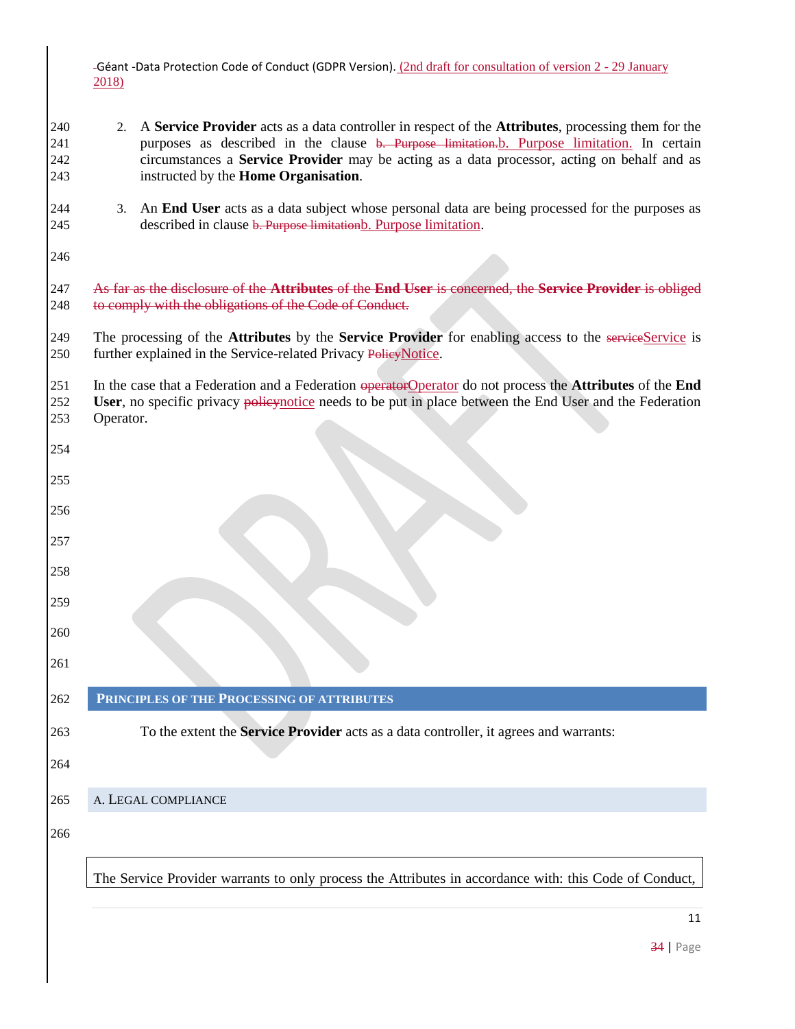2. A **Service Provider** acts as a data controller in respect of the **Attributes**, processing them for the purposes as described in the clause ~~b. Purpose limitation.~~b. Purpose limitation. In certain circumstances a **Service Provider** may be acting as a data processor, acting on behalf and as instructed by the **Home Organisation**.

3. An **End User** acts as a data subject whose personal data are being processed for the purposes as described in clause ~~b. Purpose limitation~~b. Purpose limitation.

~~As far as the disclosure of the **Attributes** of the **End User** is concerned, the **Service Provider** is obliged to comply with the obligations of the Code of Conduct.~~

The processing of the **Attributes** by the **Service Provider** for enabling access to the ~~service~~Service is further explained in the Service-related Privacy ~~Policy~~Notice.

In the case that a Federation and a Federation ~~operator~~Operator do not process the **Attributes** of the **End User**, no specific privacy ~~policy~~notice needs to be put in place between the End User and the Federation Operator.

## PRINCIPLES OF THE PROCESSING OF ATTRIBUTES

To the extent the **Service Provider** acts as a data controller, it agrees and warrants:

### A. LEGAL COMPLIANCE

The Service Provider warrants to only process the Attributes in accordance with: this Code of Conduct,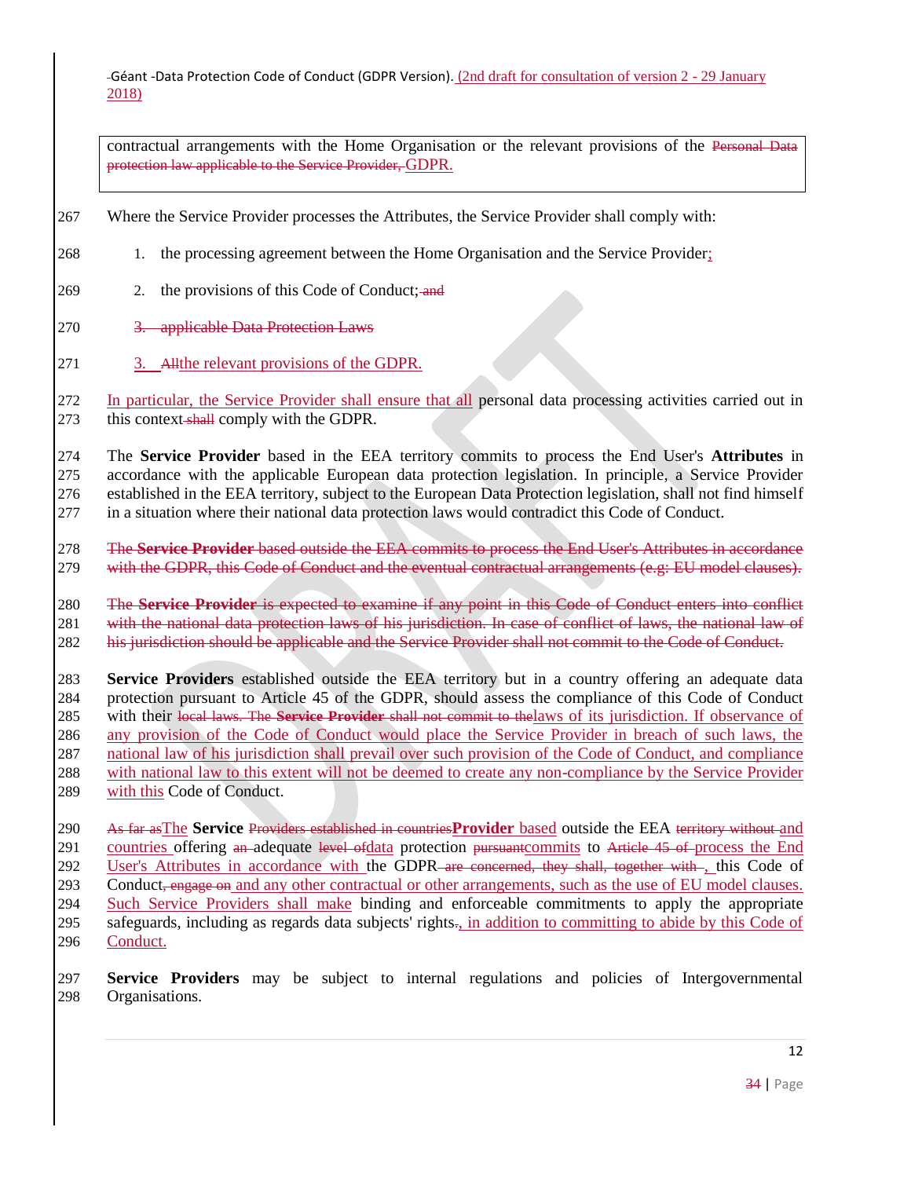contractual arrangements with the Home Organisation or the relevant provisions of the ~~Personal Data protection law applicable to the Service Provider,~~ GDPR.

Where the Service Provider processes the Attributes, the Service Provider shall comply with:

1. the processing agreement between the Home Organisation and the Service Provider;
2. the provisions of this Code of Conduct;~~ and~~
3. ~~3. applicable Data Protection Laws~~
4. 3. ~~All~~the relevant provisions of the GDPR.

In particular, the Service Provider shall ensure that all personal data processing activities carried out in this context~~ shall~~ comply with the GDPR.

The **Service Provider** based in the EEA territory commits to process the End User's **Attributes** in accordance with the applicable European data protection legislation. In principle, a Service Provider established in the EEA territory, subject to the European Data Protection legislation, shall not find himself in a situation where their national data protection laws would contradict this Code of Conduct.

~~The **Service Provider** based outside the EEA commits to process the End User's Attributes in accordance with the GDPR, this Code of Conduct and the eventual contractual arrangements (e.g: EU model clauses).~~

~~The **Service Provider** is expected to examine if any point in this Code of Conduct enters into conflict with the national data protection laws of his jurisdiction. In case of conflict of laws, the national law of his jurisdiction should be applicable and the Service Provider shall not commit to the Code of Conduct.~~

**Service Providers** established outside the EEA territory but in a country offering an adequate data protection pursuant to Article 45 of the GDPR, should assess the compliance of this Code of Conduct with their ~~local laws. The **Service Provider** shall not commit to the~~laws of its jurisdiction. If observance of any provision of the Code of Conduct would place the Service Provider in breach of such laws, the national law of his jurisdiction shall prevail over such provision of the Code of Conduct, and compliance with national law to this extent will not be deemed to create any non-compliance by the Service Provider with this Code of Conduct.

~~As far as~~The **Service** ~~Providers established in countries~~**Provider** based outside the EEA ~~territory without~~ and countries offering ~~an~~ adequate ~~level of~~data protection ~~pursuant~~commits to ~~Article 45 of~~ process the End User's Attributes in accordance with the GDPR~~ are concerned, they shall, together with~~ , this Code of Conduct~~, engage on~~ and any other contractual or other arrangements, such as the use of EU model clauses. Such Service Providers shall make binding and enforceable commitments to apply the appropriate safeguards, including as regards data subjects' rights~~.~~, in addition to committing to abide by this Code of Conduct.

**Service Providers** may be subject to internal regulations and policies of Intergovernmental Organisations.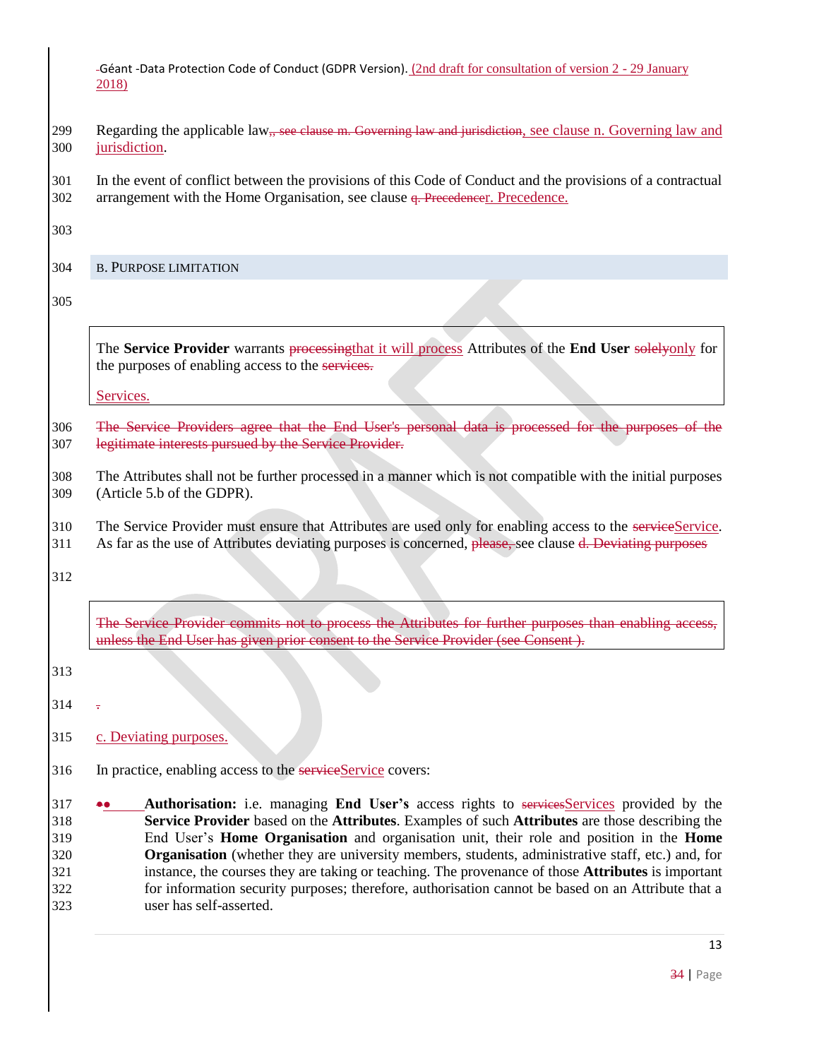Regarding the applicable law,, see clause m. Governing law and jurisdiction, see clause n. Governing law and jurisdiction.

In the event of conflict between the provisions of this Code of Conduct and the provisions of a contractual arrangement with the Home Organisation, see clause q. Precedencer. Precedence.

## B. PURPOSE LIMITATION

> The **Service Provider** warrants processingthat it will process Attributes of the **End User** solelyonly for the purposes of enabling access to the services.
>
> Services.

The Service Providers agree that the End User's personal data is processed for the purposes of the legitimate interests pursued by the Service Provider.

The Attributes shall not be further processed in a manner which is not compatible with the initial purposes (Article 5.b of the GDPR).

The Service Provider must ensure that Attributes are used only for enabling access to the serviceService. As far as the use of Attributes deviating purposes is concerned, please, see clause d. Deviating purposes

> The Service Provider commits not to process the Attributes for further purposes than enabling access, unless the End User has given prior consent to the Service Provider (see Consent ).

.

c. Deviating purposes.

In practice, enabling access to the serviceService covers:

- **Authorisation:** i.e. managing **End User's** access rights to servicesServices provided by the **Service Provider** based on the **Attributes**. Examples of such **Attributes** are those describing the End User's **Home Organisation** and organisation unit, their role and position in the **Home Organisation** (whether they are university members, students, administrative staff, etc.) and, for instance, the courses they are taking or teaching. The provenance of those **Attributes** is important for information security purposes; therefore, authorisation cannot be based on an Attribute that a user has self-asserted.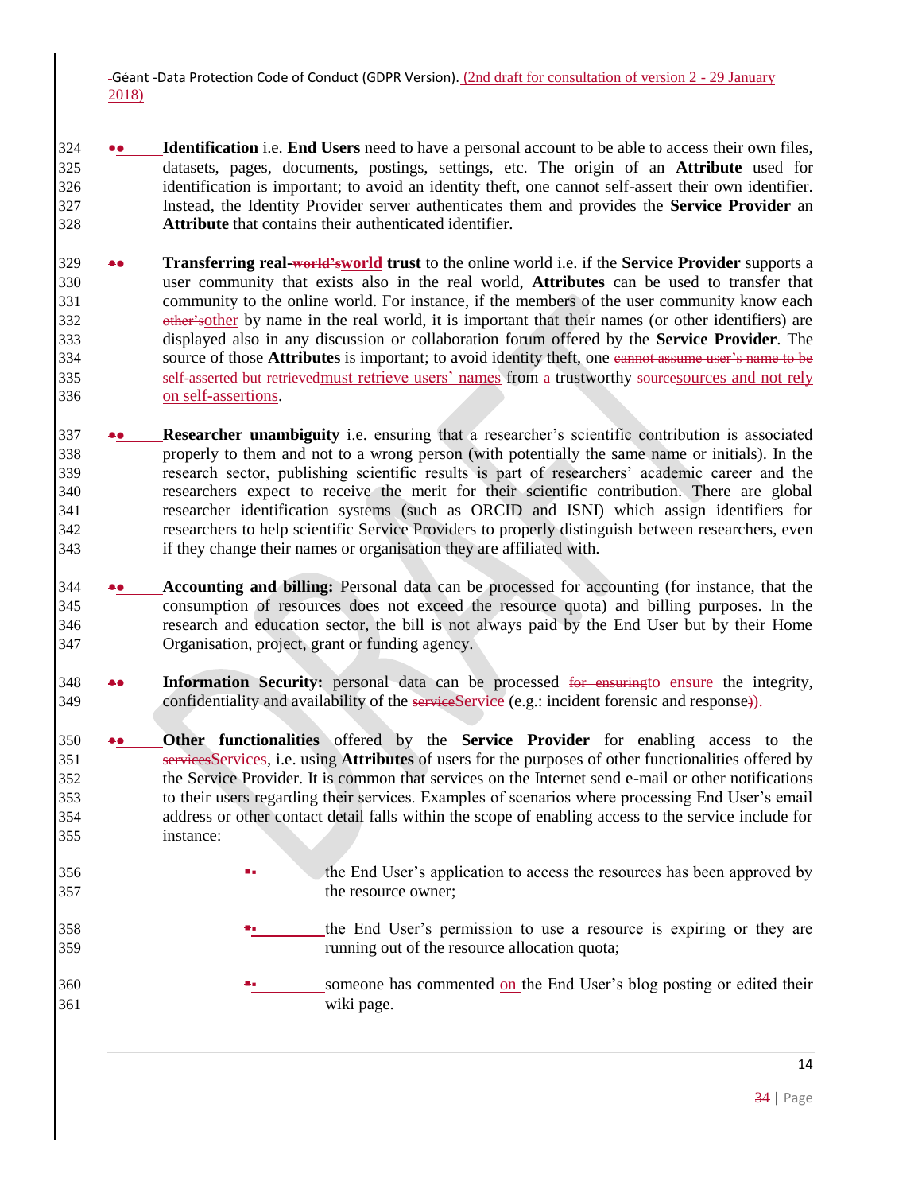- **Identification** i.e. **End Users** need to have a personal account to be able to access their own files, datasets, pages, documents, postings, settings, etc. The origin of an **Attribute** used for identification is important; to avoid an identity theft, one cannot self-assert their own identifier. Instead, the Identity Provider server authenticates them and provides the **Service Provider** an **Attribute** that contains their authenticated identifier.
- **Transferring real-world trust** to the online world i.e. if the **Service Provider** supports a user community that exists also in the real world, **Attributes** can be used to transfer that community to the online world. For instance, if the members of the user community know each other by name in the real world, it is important that their names (or other identifiers) are displayed also in any discussion or collaboration forum offered by the **Service Provider**. The source of those **Attributes** is important; to avoid identity theft, one must retrieve users' names from trustworthy sources and not rely on self-assertions.
- **Researcher unambiguity** i.e. ensuring that a researcher's scientific contribution is associated properly to them and not to a wrong person (with potentially the same name or initials). In the research sector, publishing scientific results is part of researchers' academic career and the researchers expect to receive the merit for their scientific contribution. There are global researcher identification systems (such as ORCID and ISNI) which assign identifiers for researchers to help scientific Service Providers to properly distinguish between researchers, even if they change their names or organisation they are affiliated with.
- **Accounting and billing:** Personal data can be processed for accounting (for instance, that the consumption of resources does not exceed the resource quota) and billing purposes. In the research and education sector, the bill is not always paid by the End User but by their Home Organisation, project, grant or funding agency.
- **Information Security:** personal data can be processed to ensure the integrity, confidentiality and availability of the Service (e.g.: incident forensic and response).
- **Other functionalities** offered by the **Service Provider** for enabling access to the Services, i.e. using **Attributes** of users for the purposes of other functionalities offered by the Service Provider. It is common that services on the Internet send e-mail or other notifications to their users regarding their services. Examples of scenarios where processing End User's email address or other contact detail falls within the scope of enabling access to the service include for instance:
  - the End User's application to access the resources has been approved by the resource owner;
  - the End User's permission to use a resource is expiring or they are running out of the resource allocation quota;
  - someone has commented on the End User's blog posting or edited their wiki page.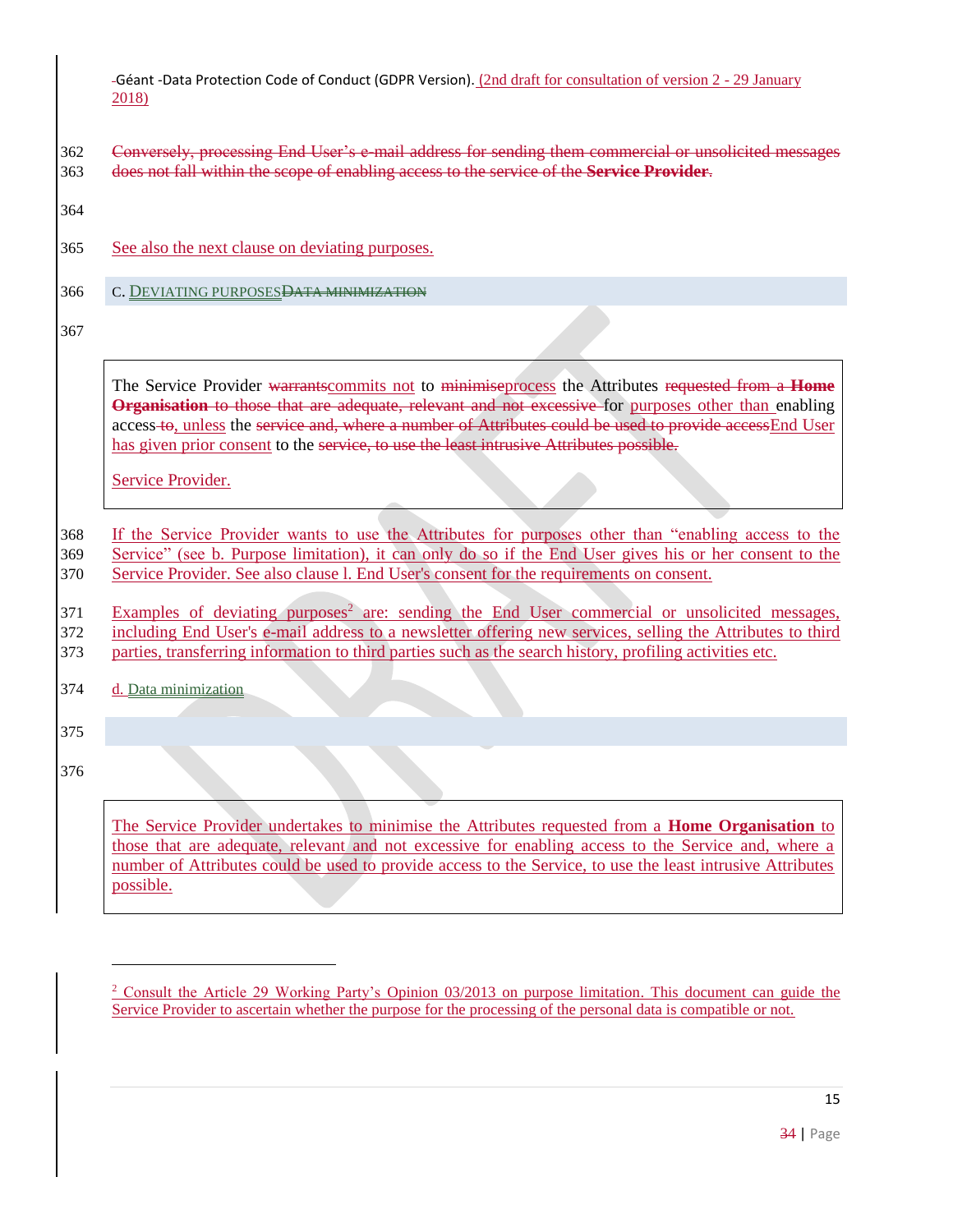Conversely, processing End User's e-mail address for sending them commercial or unsolicited messages does not fall within the scope of enabling access to the service of the **Service Provider**.

See also the next clause on deviating purposes.

## c. Deviating purposes Data minimization

> The Service Provider warrants commits not to minimise process the Attributes requested from a **Home Organisation** to those that are adequate, relevant and not excessive for purposes other than enabling access to, unless the service and, where a number of Attributes could be used to provide access End User has given prior consent to the service, to use the least intrusive Attributes possible.
>
> Service Provider.

If the Service Provider wants to use the Attributes for purposes other than "enabling access to the Service" (see b. Purpose limitation), it can only do so if the End User gives his or her consent to the Service Provider. See also clause l. End User's consent for the requirements on consent.

Examples of deviating purposes[2] are: sending the End User commercial or unsolicited messages, including End User's e-mail address to a newsletter offering new services, selling the Attributes to third parties, transferring information to third parties such as the search history, profiling activities etc.

## d. Data minimization

> The Service Provider undertakes to minimise the Attributes requested from a **Home Organisation** to those that are adequate, relevant and not excessive for enabling access to the Service and, where a number of Attributes could be used to provide access to the Service, to use the least intrusive Attributes possible.

[2] Consult the Article 29 Working Party's Opinion 03/2013 on purpose limitation. This document can guide the Service Provider to ascertain whether the purpose for the processing of the personal data is compatible or not.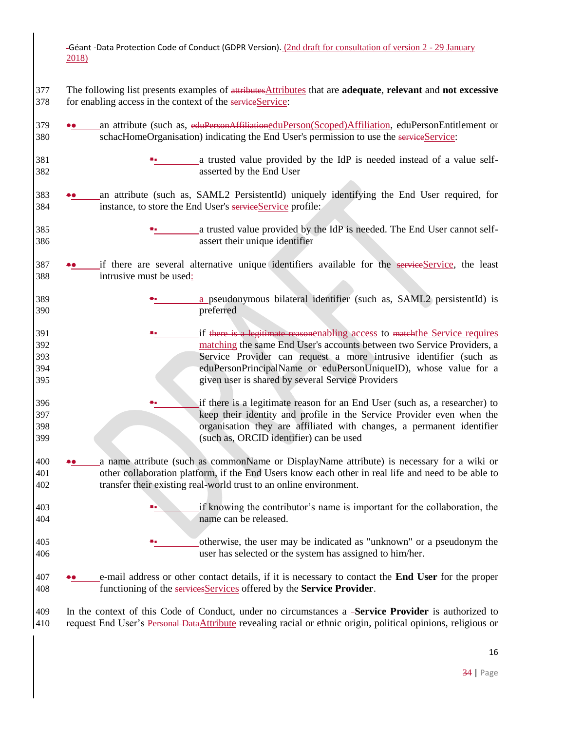The following list presents examples of Attributes that are **adequate**, **relevant** and **not excessive** for enabling access in the context of the Service:

- an attribute (such as, eduPerson(Scoped)Affiliation, eduPersonEntitlement or schacHomeOrganisation) indicating the End User's permission to use the Service:
  - a trusted value provided by the IdP is needed instead of a value self-asserted by the End User
- an attribute (such as, SAML2 PersistentId) uniquely identifying the End User required, for instance, to store the End User's Service profile:
  - a trusted value provided by the IdP is needed. The End User cannot self-assert their unique identifier
- if there are several alternative unique identifiers available for the Service, the least intrusive must be used:
  - a pseudonymous bilateral identifier (such as, SAML2 persistentId) is preferred
  - if enabling access to the Service requires matching the same End User's accounts between two Service Providers, a Service Provider can request a more intrusive identifier (such as eduPersonPrincipalName or eduPersonUniqueID), whose value for a given user is shared by several Service Providers
  - if there is a legitimate reason for an End User (such as, a researcher) to keep their identity and profile in the Service Provider even when the organisation they are affiliated with changes, a permanent identifier (such as, ORCID identifier) can be used
- a name attribute (such as commonName or DisplayName attribute) is necessary for a wiki or other collaboration platform, if the End Users know each other in real life and need to be able to transfer their existing real-world trust to an online environment.
  - if knowing the contributor's name is important for the collaboration, the name can be released.
  - otherwise, the user may be indicated as "unknown" or a pseudonym the user has selected or the system has assigned to him/her.
- e-mail address or other contact details, if it is necessary to contact the **End User** for the proper functioning of the Services offered by the **Service Provider**.

In the context of this Code of Conduct, under no circumstances a **Service Provider** is authorized to request End User's Attribute revealing racial or ethnic origin, political opinions, religious or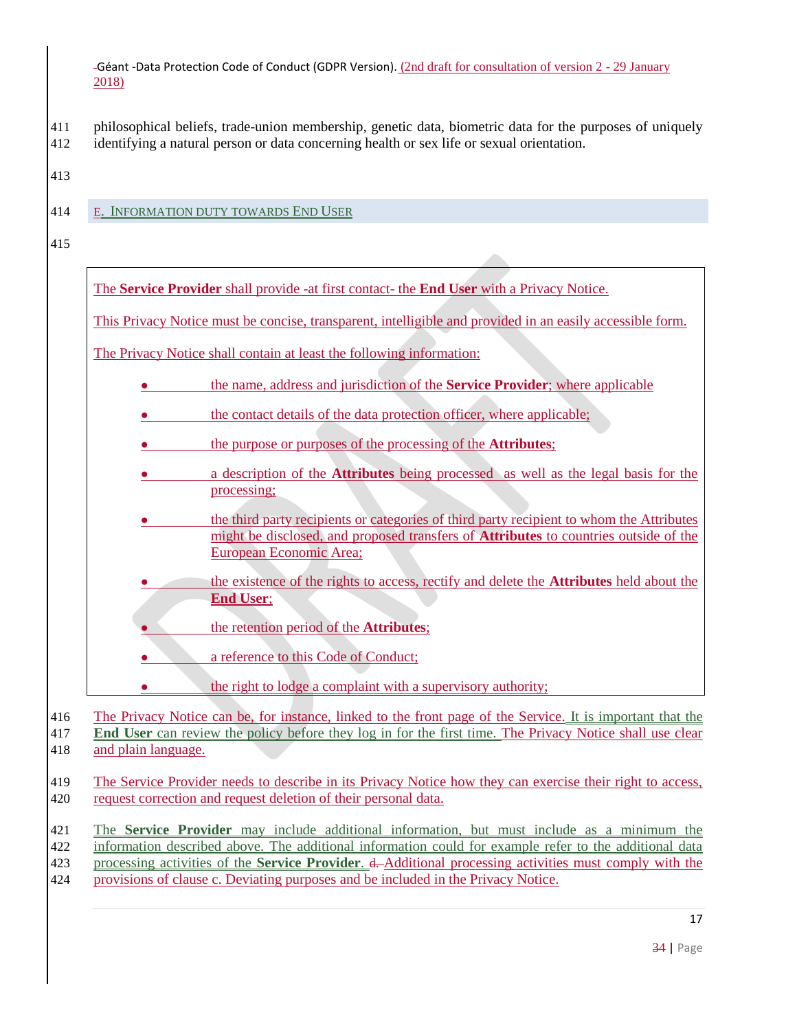philosophical beliefs, trade-union membership, genetic data, biometric data for the purposes of uniquely identifying a natural person or data concerning health or sex life or sexual orientation.

## E. Information duty towards End User

> The **Service Provider** shall provide -at first contact- the **End User** with a Privacy Notice.
>
> This Privacy Notice must be concise, transparent, intelligible and provided in an easily accessible form.
>
> The Privacy Notice shall contain at least the following information:
>
> - the name, address and jurisdiction of the **Service Provider**; where applicable
> - the contact details of the data protection officer, where applicable;
> - the purpose or purposes of the processing of the **Attributes**;
> - a description of the **Attributes** being processed as well as the legal basis for the processing;
> - the third party recipients or categories of third party recipient to whom the Attributes might be disclosed, and proposed transfers of **Attributes** to countries outside of the European Economic Area;
> - the existence of the rights to access, rectify and delete the **Attributes** held about the **End User**;
> - the retention period of the **Attributes**;
> - a reference to this Code of Conduct;
> - the right to lodge a complaint with a supervisory authority;

The Privacy Notice can be, for instance, linked to the front page of the Service. It is important that the **End User** can review the policy before they log in for the first time. The Privacy Notice shall use clear and plain language.

The Service Provider needs to describe in its Privacy Notice how they can exercise their right to access, request correction and request deletion of their personal data.

The **Service Provider** may include additional information, but must include as a minimum the information described above. The additional information could for example refer to the additional data processing activities of the **Service Provider**. Additional processing activities must comply with the provisions of clause c. Deviating purposes and be included in the Privacy Notice.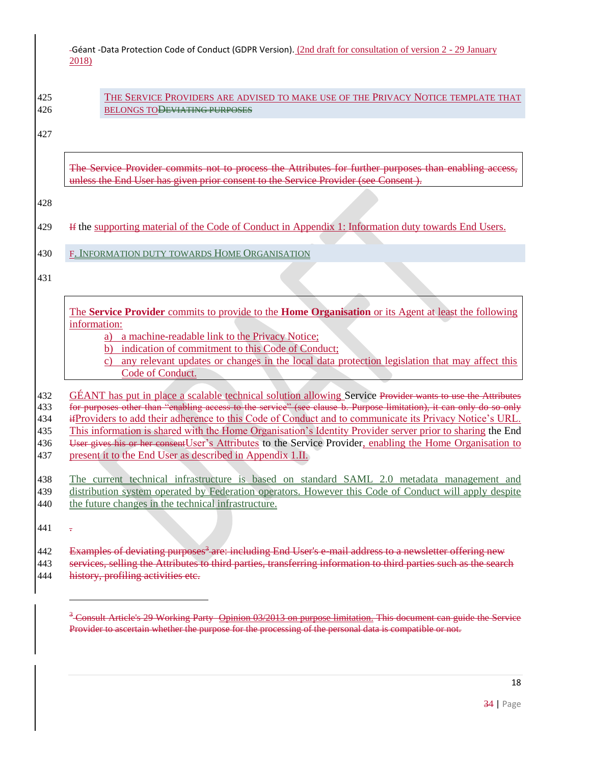THE SERVICE PROVIDERS ARE ADVISED TO MAKE USE OF THE PRIVACY NOTICE TEMPLATE THAT BELONGS TODEVIATING PURPOSES

The Service Provider commits not to process the Attributes for further purposes than enabling access, unless the End User has given prior consent to the Service Provider (see Consent ).

If the supporting material of the Code of Conduct in Appendix 1: Information duty towards End Users.

## F. INFORMATION DUTY TOWARDS HOME ORGANISATION

The **Service Provider** commits to provide to the **Home Organisation** or its Agent at least the following information:

a) a machine-readable link to the Privacy Notice;
b) indication of commitment to this Code of Conduct;
c) any relevant updates or changes in the local data protection legislation that may affect this Code of Conduct.

GÉANT has put in place a scalable technical solution allowing Service Provider wants to use the Attributes for purposes other than "enabling access to the service" (see clause b. Purpose limitation), it can only do so only ifProviders to add their adherence to this Code of Conduct and to communicate its Privacy Notice's URL. This information is shared with the Home Organisation's Identity Provider server prior to sharing the End User gives his or her consentUser's Attributes to the Service Provider, enabling the Home Organisation to present it to the End User as described in Appendix 1.II.

The current technical infrastructure is based on standard SAML 2.0 metadata management and distribution system operated by Federation operators. However this Code of Conduct will apply despite the future changes in the technical infrastructure.

.

Examples of deviating purposes[3] are: including End User's e-mail address to a newsletter offering new services, selling the Attributes to third parties, transferring information to third parties such as the search history, profiling activities etc.

[3] Consult Article's 29 Working Party Opinion 03/2013 on purpose limitation. This document can guide the Service Provider to ascertain whether the purpose for the processing of the personal data is compatible or not.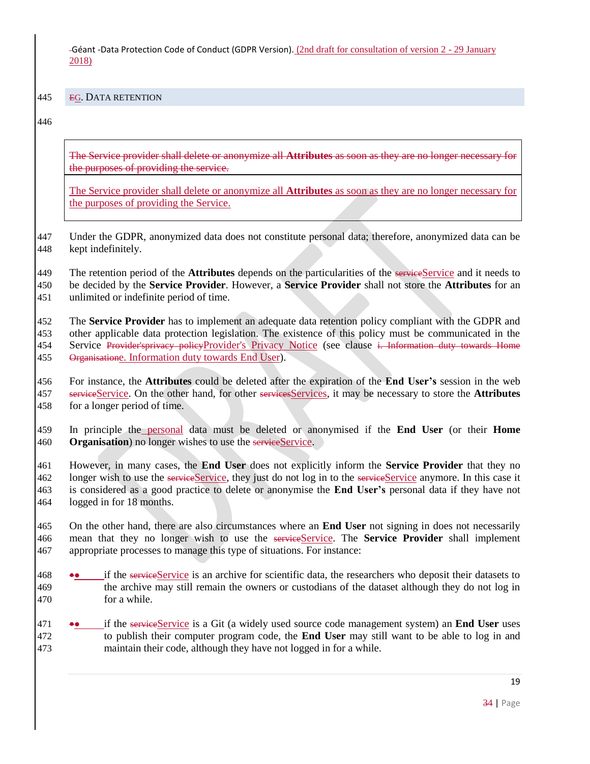## G. DATA RETENTION

> The Service provider shall delete or anonymize all **Attributes** as soon as they are no longer necessary for the purposes of providing the Service.

Under the GDPR, anonymized data does not constitute personal data; therefore, anonymized data can be kept indefinitely.

The retention period of the **Attributes** depends on the particularities of the Service and it needs to be decided by the **Service Provider**. However, a **Service Provider** shall not store the **Attributes** for an unlimited or indefinite period of time.

The **Service Provider** has to implement an adequate data retention policy compliant with the GDPR and other applicable data protection legislation. The existence of this policy must be communicated in the Service Provider's Privacy Notice (see clause e. Information duty towards End User).

For instance, the **Attributes** could be deleted after the expiration of the **End User's** session in the web Service. On the other hand, for other Services, it may be necessary to store the **Attributes** for a longer period of time.

In principle the personal data must be deleted or anonymised if the **End User** (or their **Home Organisation**) no longer wishes to use the Service.

However, in many cases, the **End User** does not explicitly inform the **Service Provider** that they no longer wish to use the Service, they just do not log in to the Service anymore. In this case it is considered as a good practice to delete or anonymise the **End User's** personal data if they have not logged in for 18 months.

On the other hand, there are also circumstances where an **End User** not signing in does not necessarily mean that they no longer wish to use the Service. The **Service Provider** shall implement appropriate processes to manage this type of situations. For instance:

- if the Service is an archive for scientific data, the researchers who deposit their datasets to the archive may still remain the owners or custodians of the dataset although they do not log in for a while.
- if the Service is a Git (a widely used source code management system) an **End User** uses to publish their computer program code, the **End User** may still want to be able to log in and maintain their code, although they have not logged in for a while.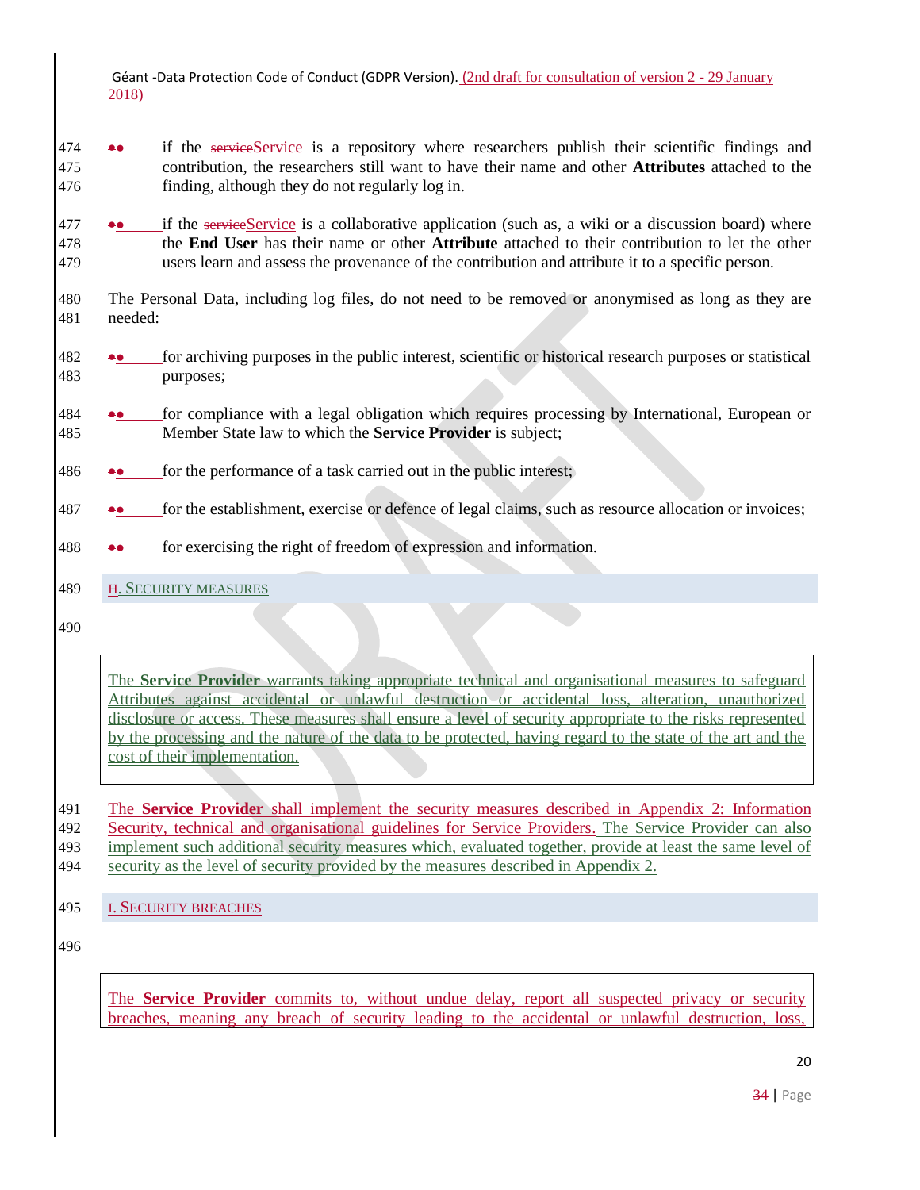- if the Service is a repository where researchers publish their scientific findings and contribution, the researchers still want to have their name and other **Attributes** attached to the finding, although they do not regularly log in.
- if the Service is a collaborative application (such as, a wiki or a discussion board) where the **End User** has their name or other **Attribute** attached to their contribution to let the other users learn and assess the provenance of the contribution and attribute it to a specific person.

The Personal Data, including log files, do not need to be removed or anonymised as long as they are needed:

- for archiving purposes in the public interest, scientific or historical research purposes or statistical purposes;
- for compliance with a legal obligation which requires processing by International, European or Member State law to which the **Service Provider** is subject;
- for the performance of a task carried out in the public interest;
- for the establishment, exercise or defence of legal claims, such as resource allocation or invoices;
- for exercising the right of freedom of expression and information.

## H. Security measures

> The **Service Provider** warrants taking appropriate technical and organisational measures to safeguard Attributes against accidental or unlawful destruction or accidental loss, alteration, unauthorized disclosure or access. These measures shall ensure a level of security appropriate to the risks represented by the processing and the nature of the data to be protected, having regard to the state of the art and the cost of their implementation.

The **Service Provider** shall implement the security measures described in Appendix 2: Information Security, technical and organisational guidelines for Service Providers. The Service Provider can also implement such additional security measures which, evaluated together, provide at least the same level of security as the level of security provided by the measures described in Appendix 2.

## I. Security breaches

> The **Service Provider** commits to, without undue delay, report all suspected privacy or security breaches, meaning any breach of security leading to the accidental or unlawful destruction, loss,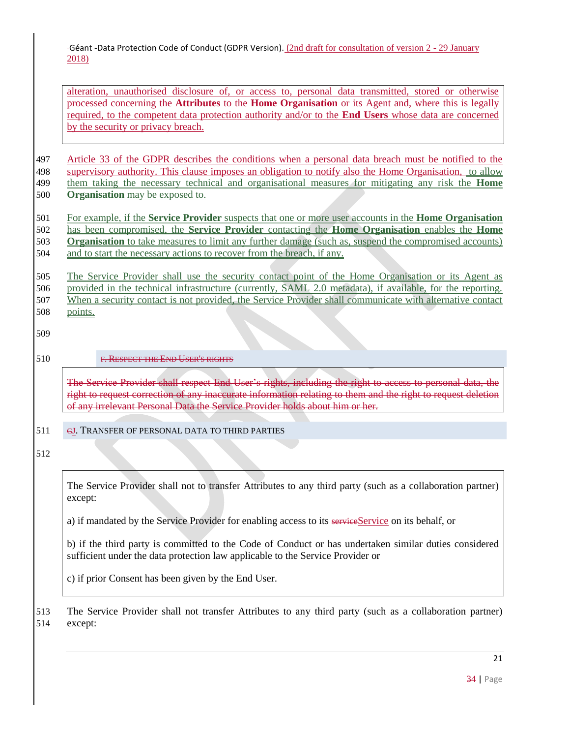alteration, unauthorised disclosure of, or access to, personal data transmitted, stored or otherwise processed concerning the **Attributes** to the **Home Organisation** or its Agent and, where this is legally required, to the competent data protection authority and/or to the **End Users** whose data are concerned by the security or privacy breach.

Article 33 of the GDPR describes the conditions when a personal data breach must be notified to the supervisory authority. This clause imposes an obligation to notify also the Home Organisation, to allow them taking the necessary technical and organisational measures for mitigating any risk the **Home Organisation** may be exposed to.

For example, if the **Service Provider** suspects that one or more user accounts in the **Home Organisation** has been compromised, the **Service Provider** contacting the **Home Organisation** enables the **Home Organisation** to take measures to limit any further damage (such as, suspend the compromised accounts) and to start the necessary actions to recover from the breach, if any.

The Service Provider shall use the security contact point of the Home Organisation or its Agent as provided in the technical infrastructure (currently, SAML 2.0 metadata), if available, for the reporting. When a security contact is not provided, the Service Provider shall communicate with alternative contact points.

## ~~F. Respect the End User's rights~~

~~The Service Provider shall respect End User's rights, including the right to access to personal data, the right to request correction of any inaccurate information relating to them and the right to request deletion of any irrelevant Personal Data the Service Provider holds about him or her.~~

## ~~G~~J. Transfer of personal data to third parties

The Service Provider shall not to transfer Attributes to any third party (such as a collaboration partner) except:

a) if mandated by the Service Provider for enabling access to its ~~service~~Service on its behalf, or

b) if the third party is committed to the Code of Conduct or has undertaken similar duties considered sufficient under the data protection law applicable to the Service Provider or

c) if prior Consent has been given by the End User.

The Service Provider shall not transfer Attributes to any third party (such as a collaboration partner) except: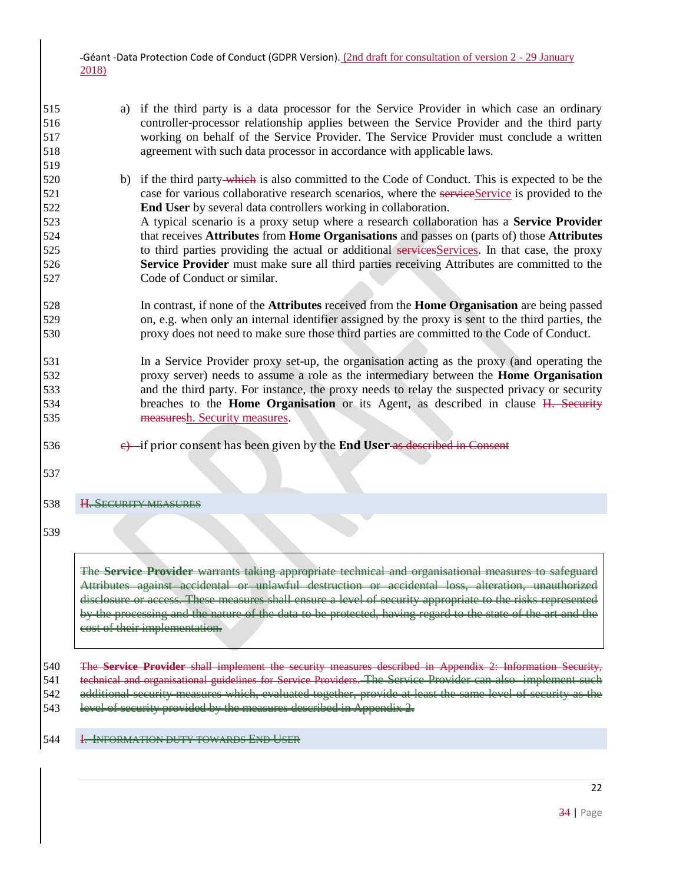a) if the third party is a data processor for the Service Provider in which case an ordinary controller-processor relationship applies between the Service Provider and the third party working on behalf of the Service Provider. The Service Provider must conclude a written agreement with such data processor in accordance with applicable laws.

b) if the third party ~~which~~ is also committed to the Code of Conduct. This is expected to be the case for various collaborative research scenarios, where the ~~service~~Service is provided to the **End User** by several data controllers working in collaboration.
A typical scenario is a proxy setup where a research collaboration has a **Service Provider** that receives **Attributes** from **Home Organisations** and passes on (parts of) those **Attributes** to third parties providing the actual or additional ~~services~~Services. In that case, the proxy **Service Provider** must make sure all third parties receiving Attributes are committed to the Code of Conduct or similar.

In contrast, if none of the **Attributes** received from the **Home Organisation** are being passed on, e.g. when only an internal identifier assigned by the proxy is sent to the third parties, the proxy does not need to make sure those third parties are committed to the Code of Conduct.

In a Service Provider proxy set-up, the organisation acting as the proxy (and operating the proxy server) needs to assume a role as the intermediary between the **Home Organisation** and the third party. For instance, the proxy needs to relay the suspected privacy or security breaches to the **Home Organisation** or its Agent, as described in clause ~~H. Security measures~~h. Security measures.

~~c)~~ if prior consent has been given by the **End User** ~~as described in Consent~~

## ~~H. Security measures~~

~~The **Service Provider** warrants taking appropriate technical and organisational measures to safeguard Attributes against accidental or unlawful destruction or accidental loss, alteration, unauthorized disclosure or access. These measures shall ensure a level of security appropriate to the risks represented by the processing and the nature of the data to be protected, having regard to the state of the art and the cost of their implementation.~~

~~The **Service Provider** shall implement the security measures described in Appendix 2: Information Security, technical and organisational guidelines for Service Providers. The Service Provider can also implement such additional security measures which, evaluated together, provide at least the same level of security as the level of security provided by the measures described in Appendix 2.~~

## ~~I. Information duty towards End User~~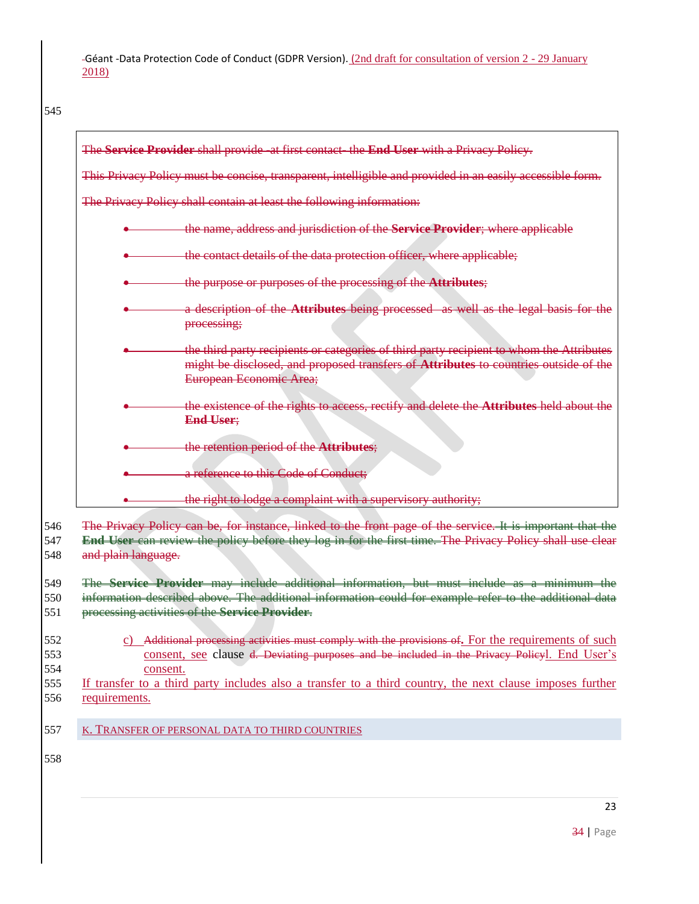The **Service Provider** shall provide -at first contact- the **End User** with a Privacy Policy.

This Privacy Policy must be concise, transparent, intelligible and provided in an easily accessible form.

The Privacy Policy shall contain at least the following information:

- the name, address and jurisdiction of the **Service Provider**; where applicable
- the contact details of the data protection officer, where applicable;
- the purpose or purposes of the processing of the **Attributes**;
- a description of the **Attributes** being processed as well as the legal basis for the processing;
- the third party recipients or categories of third party recipient to whom the Attributes might be disclosed, and proposed transfers of **Attributes** to countries outside of the European Economic Area;
- the existence of the rights to access, rectify and delete the **Attributes** held about the **End User**;
- the retention period of the **Attributes**;
- a reference to this Code of Conduct;
- the right to lodge a complaint with a supervisory authority;

The Privacy Policy can be, for instance, linked to the front page of the service. It is important that the **End User** can review the policy before they log in for the first time. The Privacy Policy shall use clear and plain language.

The **Service Provider** may include additional information, but must include as a minimum the information described above. The additional information could for example refer to the additional data processing activities of the **Service Provider**.

c) Additional processing activities must comply with the provisions of. For the requirements of such consent, see clause d. Deviating purposes and be included in the Privacy Policyl. End User's consent.

If transfer to a third party includes also a transfer to a third country, the next clause imposes further requirements.

## K. Transfer of personal data to third countries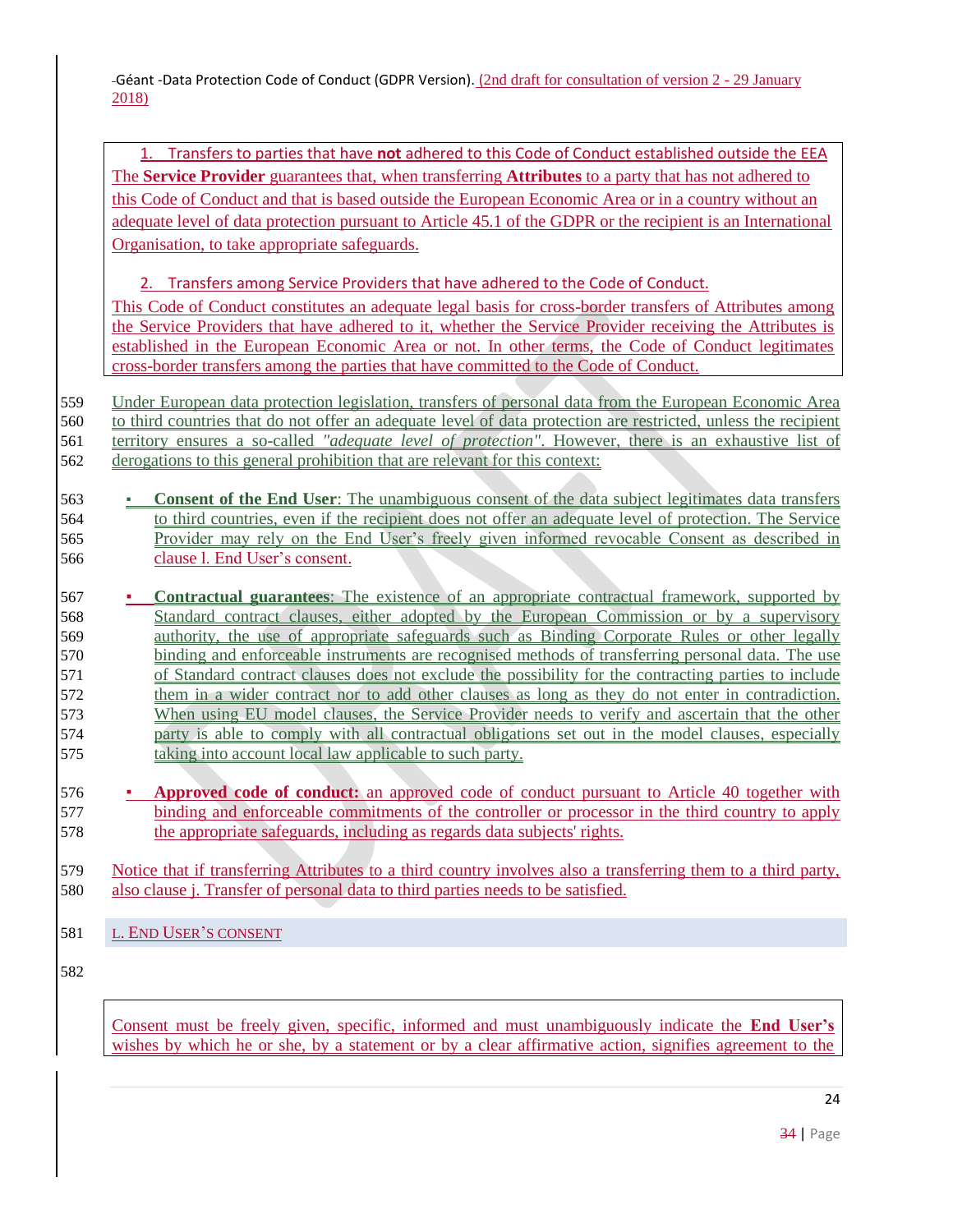> 1. Transfers to parties that have **not** adhered to this Code of Conduct established outside the EEA
>
> The **Service Provider** guarantees that, when transferring **Attributes** to a party that has not adhered to this Code of Conduct and that is based outside the European Economic Area or in a country without an adequate level of data protection pursuant to Article 45.1 of the GDPR or the recipient is an International Organisation, to take appropriate safeguards.
>
> 2. Transfers among Service Providers that have adhered to the Code of Conduct.
>
> This Code of Conduct constitutes an adequate legal basis for cross-border transfers of Attributes among the Service Providers that have adhered to it, whether the Service Provider receiving the Attributes is established in the European Economic Area or not. In other terms, the Code of Conduct legitimates cross-border transfers among the parties that have committed to the Code of Conduct.

Under European data protection legislation, transfers of personal data from the European Economic Area to third countries that do not offer an adequate level of data protection are restricted, unless the recipient territory ensures a so-called *"adequate level of protection"*. However, there is an exhaustive list of derogations to this general prohibition that are relevant for this context:

- **Consent of the End User**: The unambiguous consent of the data subject legitimates data transfers to third countries, even if the recipient does not offer an adequate level of protection. The Service Provider may rely on the End User's freely given informed revocable Consent as described in clause l. End User's consent.
- **Contractual guarantees**: The existence of an appropriate contractual framework, supported by Standard contract clauses, either adopted by the European Commission or by a supervisory authority, the use of appropriate safeguards such as Binding Corporate Rules or other legally binding and enforceable instruments are recognised methods of transferring personal data. The use of Standard contract clauses does not exclude the possibility for the contracting parties to include them in a wider contract nor to add other clauses as long as they do not enter in contradiction. When using EU model clauses, the Service Provider needs to verify and ascertain that the other party is able to comply with all contractual obligations set out in the model clauses, especially taking into account local law applicable to such party.
- **Approved code of conduct:** an approved code of conduct pursuant to Article 40 together with binding and enforceable commitments of the controller or processor in the third country to apply the appropriate safeguards, including as regards data subjects' rights.

Notice that if transferring Attributes to a third country involves also a transferring them to a third party, also clause j. Transfer of personal data to third parties needs to be satisfied.

## L. End User's consent

> Consent must be freely given, specific, informed and must unambiguously indicate the **End User's** wishes by which he or she, by a statement or by a clear affirmative action, signifies agreement to the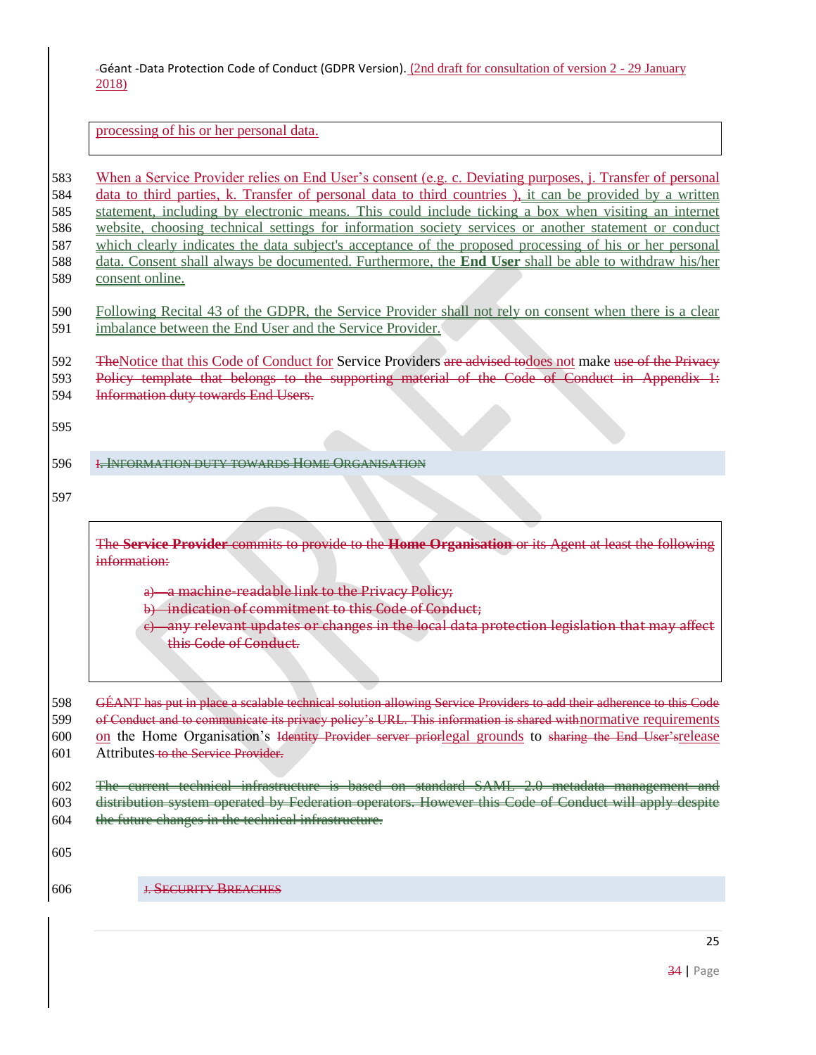processing of his or her personal data.

When a Service Provider relies on End User's consent (e.g. c. Deviating purposes, j. Transfer of personal data to third parties, k. Transfer of personal data to third countries ), it can be provided by a written statement, including by electronic means. This could include ticking a box when visiting an internet website, choosing technical settings for information society services or another statement or conduct which clearly indicates the data subject's acceptance of the proposed processing of his or her personal data. Consent shall always be documented. Furthermore, the **End User** shall be able to withdraw his/her consent online.

Following Recital 43 of the GDPR, the Service Provider shall not rely on consent when there is a clear imbalance between the End User and the Service Provider.

~~The~~Notice that this Code of Conduct for Service Providers ~~are advised to~~does not make ~~use of the Privacy Policy template that belongs to the supporting material of the Code of Conduct in Appendix 1: Information duty towards End Users.~~

### ~~I. Information duty towards Home Organisation~~

~~The **Service Provider** commits to provide to the **Home Organisation** or its Agent at least the following information:~~

~~a) a machine-readable link to the Privacy Policy;~~
~~b) indication of commitment to this Code of Conduct;~~
~~c) any relevant updates or changes in the local data protection legislation that may affect this Code of Conduct.~~

~~GÉANT has put in place a scalable technical solution allowing Service Providers to add their adherence to this Code of Conduct and to communicate its privacy policy's URL. This information is shared with~~normative requirements on the Home Organisation's ~~Identity Provider server prior~~legal grounds to ~~sharing the End User's~~release Attributes ~~to the Service Provider.~~

~~The current technical infrastructure is based on standard SAML 2.0 metadata management and distribution system operated by Federation operators. However this Code of Conduct will apply despite the future changes in the technical infrastructure.~~

### ~~J. Security Breaches~~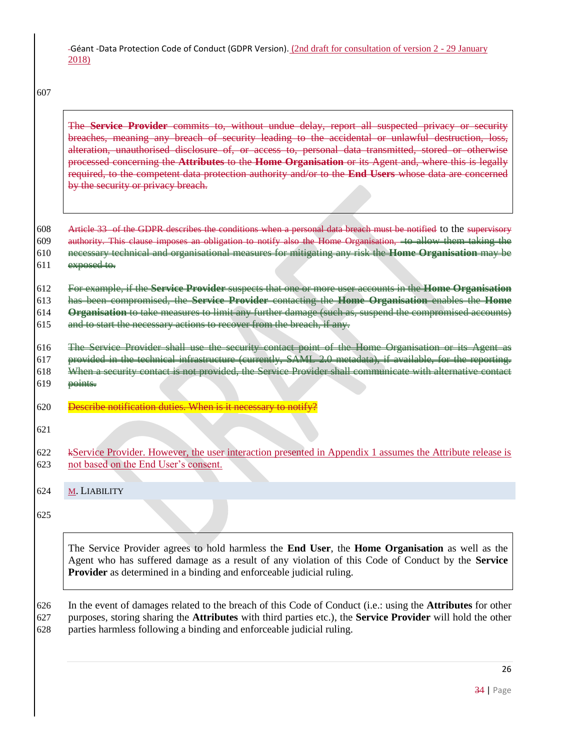The **Service Provider** commits to, without undue delay, report all suspected privacy or security breaches, meaning any breach of security leading to the accidental or unlawful destruction, loss, alteration, unauthorised disclosure of, or access to, personal data transmitted, stored or otherwise processed concerning the **Attributes** to the **Home Organisation** or its Agent and, where this is legally required, to the competent data protection authority and/or to the **End Users** whose data are concerned by the security or privacy breach.

Article 33 of the GDPR describes the conditions when a personal data breach must be notified to the supervisory authority. This clause imposes an obligation to notify also the Home Organisation, to allow them taking the necessary technical and organisational measures for mitigating any risk the **Home Organisation** may be exposed to.

For example, if the **Service Provider** suspects that one or more user accounts in the **Home Organisation** has been compromised, the **Service Provider** contacting the **Home Organisation** enables the **Home Organisation** to take measures to limit any further damage (such as, suspend the compromised accounts) and to start the necessary actions to recover from the breach, if any.

The Service Provider shall use the security contact point of the Home Organisation or its Agent as provided in the technical infrastructure (currently, SAML 2.0 metadata), if available, for the reporting. When a security contact is not provided, the Service Provider shall communicate with alternative contact points.

Describe notification duties. When is it necessary to notify?

kService Provider. However, the user interaction presented in Appendix 1 assumes the Attribute release is not based on the End User's consent.

## M. Liability

The Service Provider agrees to hold harmless the **End User**, the **Home Organisation** as well as the Agent who has suffered damage as a result of any violation of this Code of Conduct by the **Service Provider** as determined in a binding and enforceable judicial ruling.

In the event of damages related to the breach of this Code of Conduct (i.e.: using the **Attributes** for other purposes, storing sharing the **Attributes** with third parties etc.), the **Service Provider** will hold the other parties harmless following a binding and enforceable judicial ruling.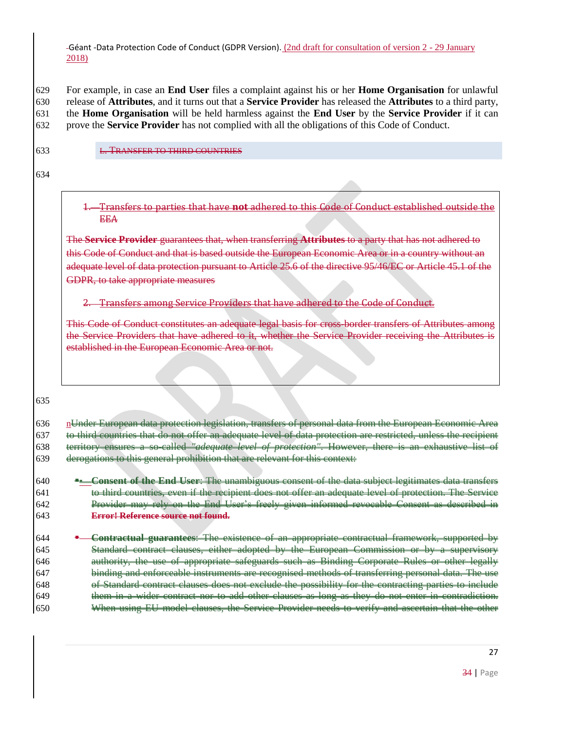For example, in case an **End User** files a complaint against his or her **Home Organisation** for unlawful release of **Attributes**, and it turns out that a **Service Provider** has released the **Attributes** to a third party, the **Home Organisation** will be held harmless against the **End User** by the **Service Provider** if it can prove the **Service Provider** has not complied with all the obligations of this Code of Conduct.

## L. TRANSFER TO THIRD COUNTRIES

> 1. Transfers to parties that have **not** adhered to this Code of Conduct established outside the EEA
>
> The **Service Provider** guarantees that, when transferring **Attributes** to a party that has not adhered to this Code of Conduct and that is based outside the European Economic Area or in a country without an adequate level of data protection pursuant to Article 25.6 of the directive 95/46/EC or Article 45.1 of the GDPR, to take appropriate measures
>
> 2. Transfers among Service Providers that have adhered to the Code of Conduct.
>
> This Code of Conduct constitutes an adequate legal basis for cross-border transfers of Attributes among the Service Providers that have adhered to it, whether the Service Provider receiving the Attributes is established in the European Economic Area or not.

nUnder European data protection legislation, transfers of personal data from the European Economic Area to third countries that do not offer an adequate level of data protection are restricted, unless the recipient territory ensures a so-called *"adequate level of protection"*. However, there is an exhaustive list of derogations to this general prohibition that are relevant for this context:

- **Consent of the End User**: The unambiguous consent of the data subject legitimates data transfers to third countries, even if the recipient does not offer an adequate level of protection. The Service Provider may rely on the End User's freely given informed revocable Consent as described in **Error! Reference source not found.**
- **Contractual guarantees**: The existence of an appropriate contractual framework, supported by Standard contract clauses, either adopted by the European Commission or by a supervisory authority, the use of appropriate safeguards such as Binding Corporate Rules or other legally binding and enforceable instruments are recognised methods of transferring personal data. The use of Standard contract clauses does not exclude the possibility for the contracting parties to include them in a wider contract nor to add other clauses as long as they do not enter in contradiction. When using EU model clauses, the Service Provider needs to verify and ascertain that the other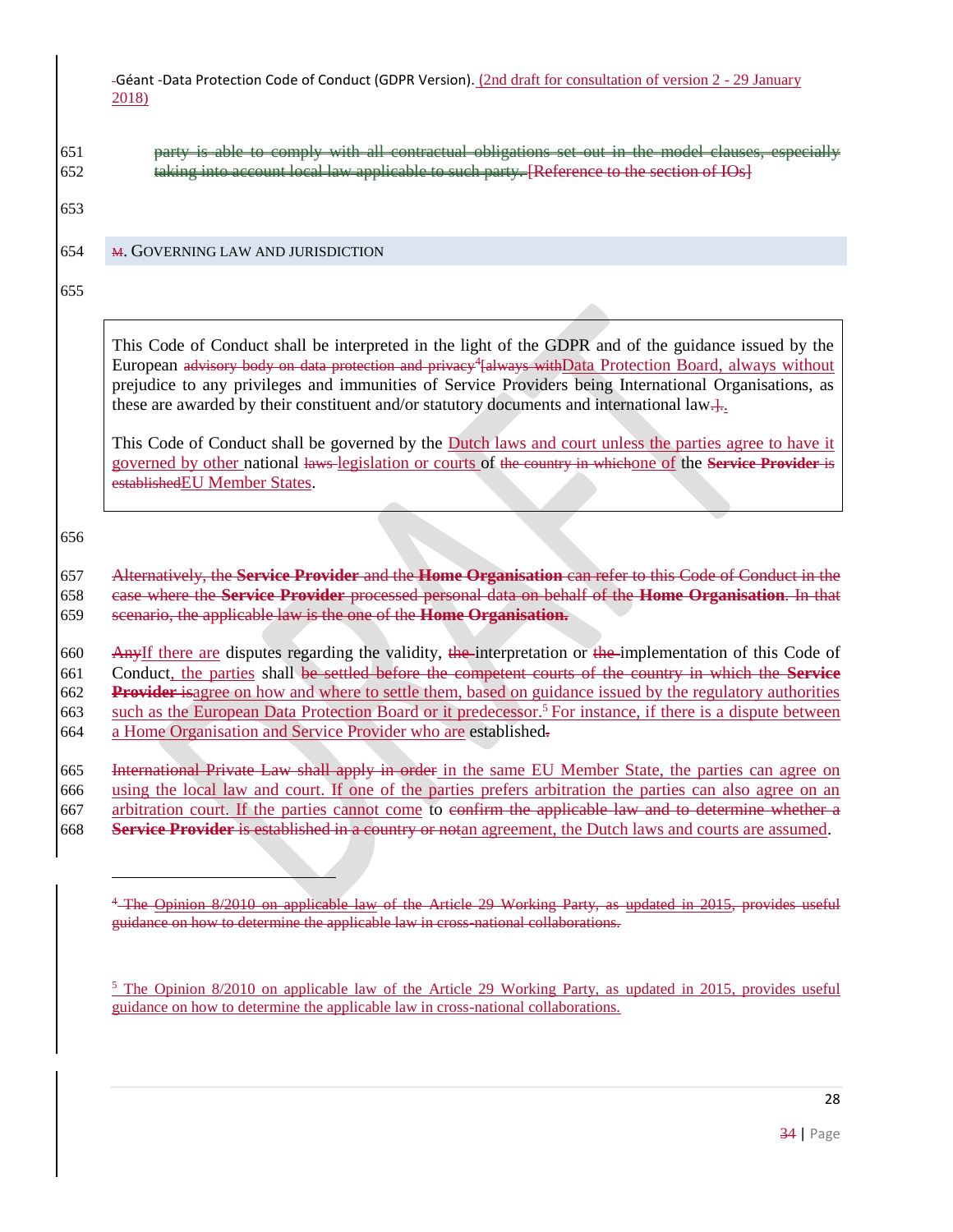651 party is able to comply with all contractual obligations set out in the model clauses, especially
652 taking into account local law applicable to such party. [Reference to the section of IOs]

653

654 ## M. GOVERNING LAW AND JURISDICTION

655

> This Code of Conduct shall be interpreted in the light of the GDPR and of the guidance issued by the European advisory body on data protection and privacy[4][always withData Protection Board, always without prejudice to any privileges and immunities of Service Providers being International Organisations, as these are awarded by their constituent and/or statutory documents and international law.].
>
> This Code of Conduct shall be governed by the Dutch laws and court unless the parties agree to have it governed by other national laws legislation or courts of the country in whichone of the **Service Provider** is establishedEU Member States.

656

657 Alternatively, the **Service Provider** and the **Home Organisation** can refer to this Code of Conduct in the
658 case where the **Service Provider** processed personal data on behalf of the **Home Organisation**. In that
659 scenario, the applicable law is the one of the **Home Organisation.**

660 AnyIf there are disputes regarding the validity, the interpretation or the implementation of this Code of
661 Conduct, the parties shall be settled before the competent courts of the country in which the **Service**
662 **Provider** isagree on how and where to settle them, based on guidance issued by the regulatory authorities
663 such as the European Data Protection Board or it predecessor.[5] For instance, if there is a dispute between
664 a Home Organisation and Service Provider who are established.

665 International Private Law shall apply in order in the same EU Member State, the parties can agree on
666 using the local law and court. If one of the parties prefers arbitration the parties can also agree on an
667 arbitration court. If the parties cannot come to confirm the applicable law and to determine whether a
668 **Service Provider** is established in a country or notan agreement, the Dutch laws and courts are assumed.

---

[4] The Opinion 8/2010 on applicable law of the Article 29 Working Party, as updated in 2015, provides useful guidance on how to determine the applicable law in cross-national collaborations.

[5] The Opinion 8/2010 on applicable law of the Article 29 Working Party, as updated in 2015, provides useful guidance on how to determine the applicable law in cross-national collaborations.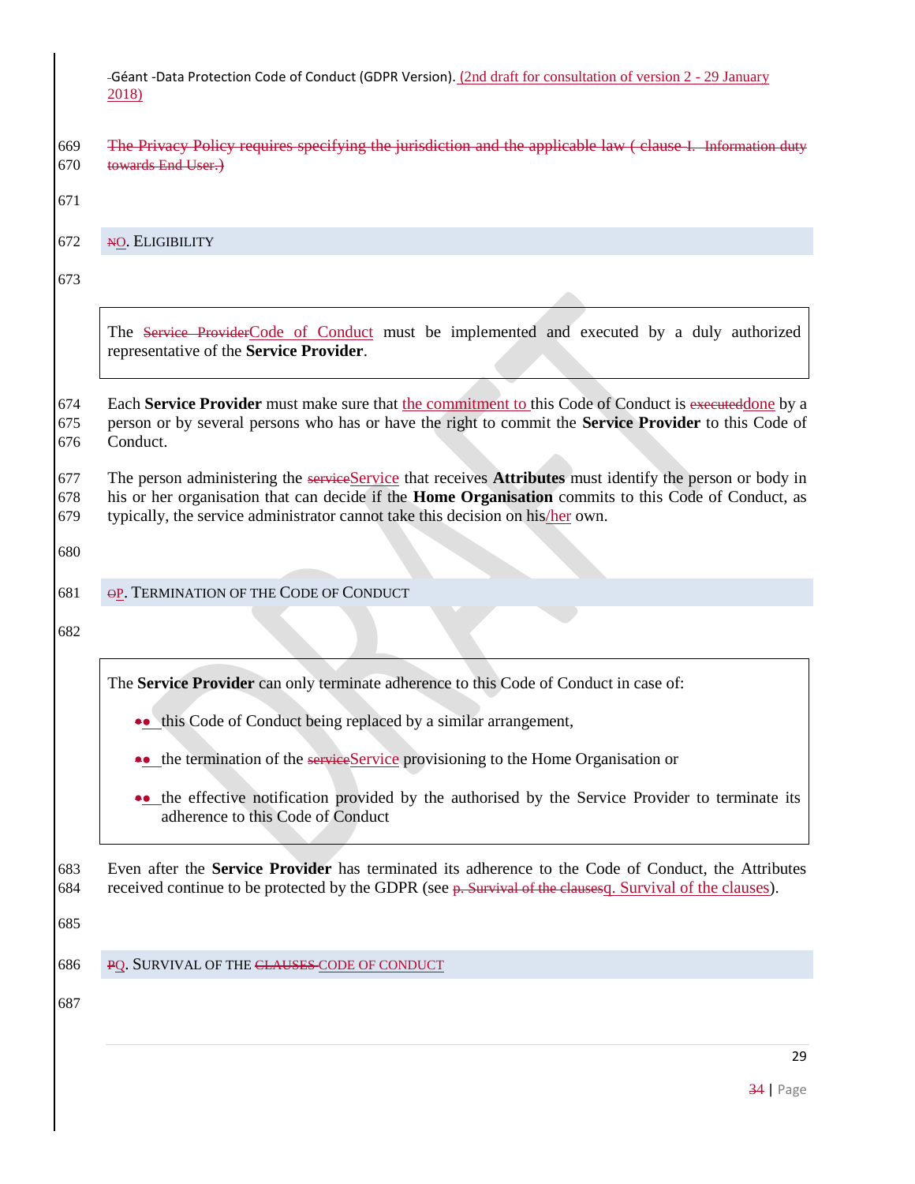The Privacy Policy requires specifying the jurisdiction and the applicable law ( clause I. Information duty towards End User.)

## NO. ELIGIBILITY

> The Service ProviderCode of Conduct must be implemented and executed by a duly authorized representative of the **Service Provider**.

Each **Service Provider** must make sure that the commitment to this Code of Conduct is executeddone by a person or by several persons who has or have the right to commit the **Service Provider** to this Code of Conduct.

The person administering the serviceService that receives **Attributes** must identify the person or body in his or her organisation that can decide if the **Home Organisation** commits to this Code of Conduct, as typically, the service administrator cannot take this decision on his/her own.

## OP. TERMINATION OF THE CODE OF CONDUCT

> The **Service Provider** can only terminate adherence to this Code of Conduct in case of:
>
> - this Code of Conduct being replaced by a similar arrangement,
> - the termination of the serviceService provisioning to the Home Organisation or
> - the effective notification provided by the authorised by the Service Provider to terminate its adherence to this Code of Conduct

Even after the **Service Provider** has terminated its adherence to the Code of Conduct, the Attributes received continue to be protected by the GDPR (see p. Survival of the clausesq. Survival of the clauses).

## PQ. SURVIVAL OF THE CLAUSES CODE OF CONDUCT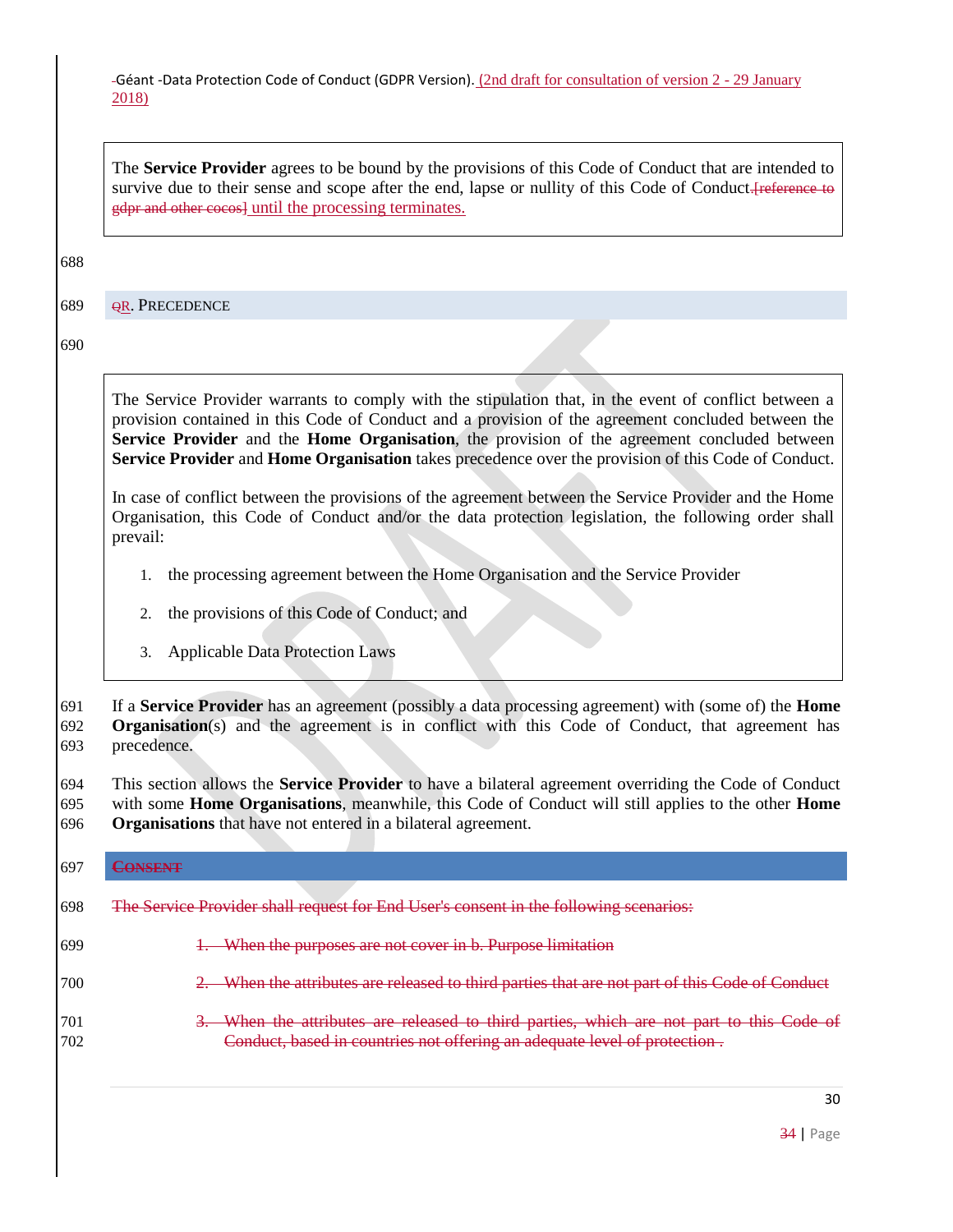The **Service Provider** agrees to be bound by the provisions of this Code of Conduct that are intended to survive due to their sense and scope after the end, lapse or nullity of this Code of Conduct.[reference to gdpr and other cocos] until the processing terminates.

## QR. PRECEDENCE

The Service Provider warrants to comply with the stipulation that, in the event of conflict between a provision contained in this Code of Conduct and a provision of the agreement concluded between the **Service Provider** and the **Home Organisation**, the provision of the agreement concluded between **Service Provider** and **Home Organisation** takes precedence over the provision of this Code of Conduct.

In case of conflict between the provisions of the agreement between the Service Provider and the Home Organisation, this Code of Conduct and/or the data protection legislation, the following order shall prevail:

1. the processing agreement between the Home Organisation and the Service Provider
2. the provisions of this Code of Conduct; and
3. Applicable Data Protection Laws

If a **Service Provider** has an agreement (possibly a data processing agreement) with (some of) the **Home Organisation**(s) and the agreement is in conflict with this Code of Conduct, that agreement has precedence.

This section allows the **Service Provider** to have a bilateral agreement overriding the Code of Conduct with some **Home Organisations**, meanwhile, this Code of Conduct will still applies to the other **Home Organisations** that have not entered in a bilateral agreement.

## CONSENT

The Service Provider shall request for End User's consent in the following scenarios:

1. When the purposes are not cover in b. Purpose limitation
2. When the attributes are released to third parties that are not part of this Code of Conduct
3. When the attributes are released to third parties, which are not part to this Code of Conduct, based in countries not offering an adequate level of protection .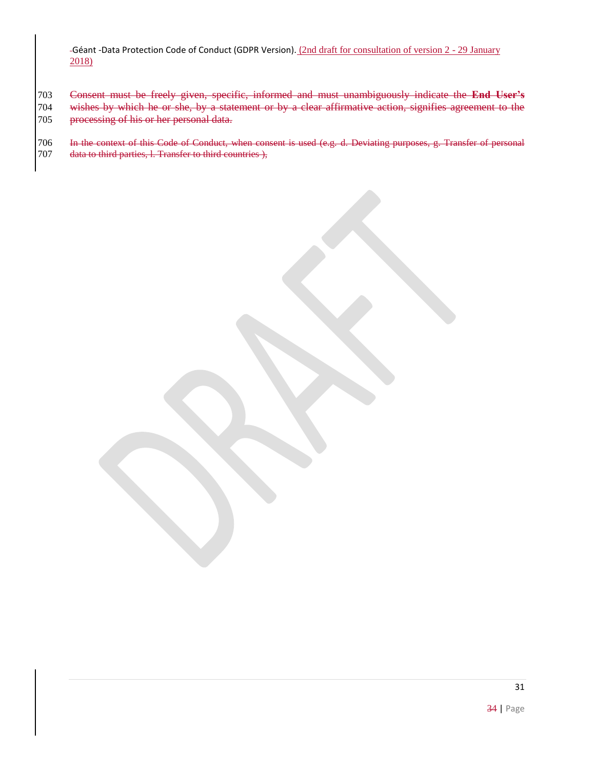Consent must be freely given, specific, informed and must unambiguously indicate the **End User's** wishes by which he or she, by a statement or by a clear affirmative action, signifies agreement to the processing of his or her personal data.

In the context of this Code of Conduct, when consent is used (e.g. d. Deviating purposes, g. Transfer of personal data to third parties, l. Transfer to third countries ),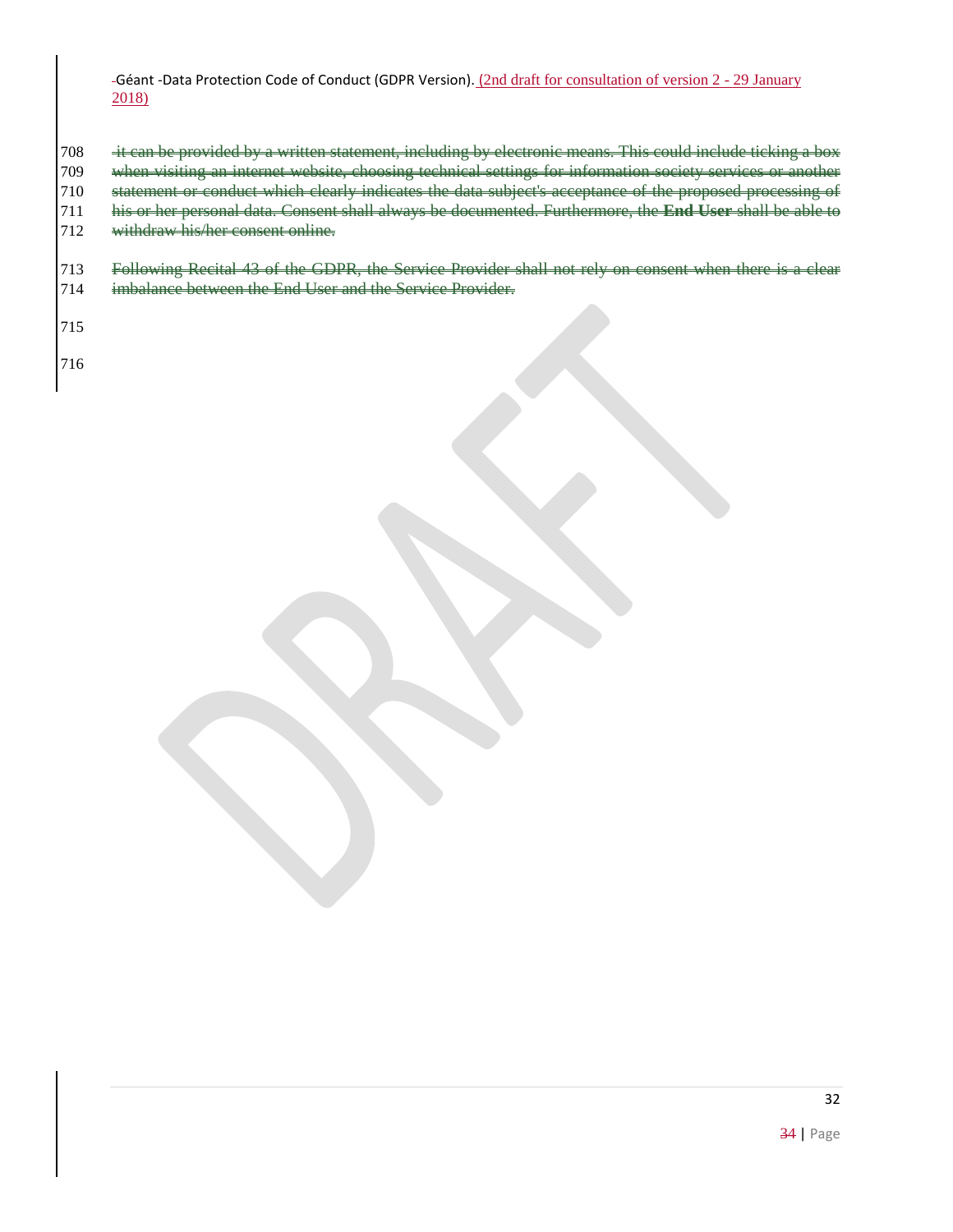~~it can be provided by a written statement, including by electronic means. This could include ticking a box when visiting an internet website, choosing technical settings for information society services or another statement or conduct which clearly indicates the data subject's acceptance of the proposed processing of his or her personal data. Consent shall always be documented. Furthermore, the **End User** shall be able to withdraw his/her consent online.~~

~~Following Recital 43 of the GDPR, the Service Provider shall not rely on consent when there is a clear imbalance between the End User and the Service Provider.~~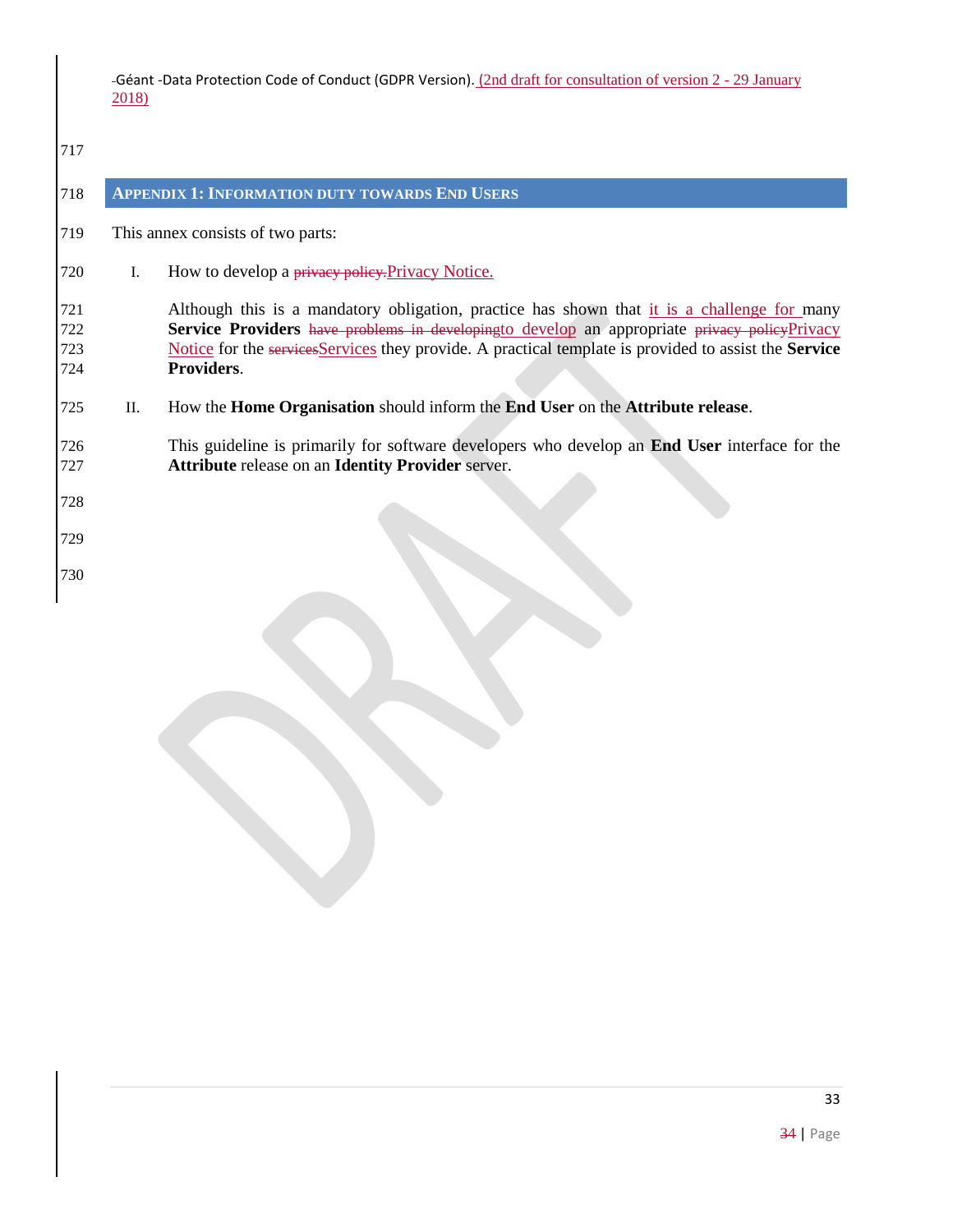## APPENDIX 1: INFORMATION DUTY TOWARDS END USERS

This annex consists of two parts:

I. How to develop a Privacy Notice.

   Although this is a mandatory obligation, practice has shown that it is a challenge for many **Service Providers** to develop an appropriate Privacy Notice for the Services they provide. A practical template is provided to assist the **Service Providers**.

II. How the **Home Organisation** should inform the **End User** on the **Attribute release**.

   This guideline is primarily for software developers who develop an **End User** interface for the **Attribute** release on an **Identity Provider** server.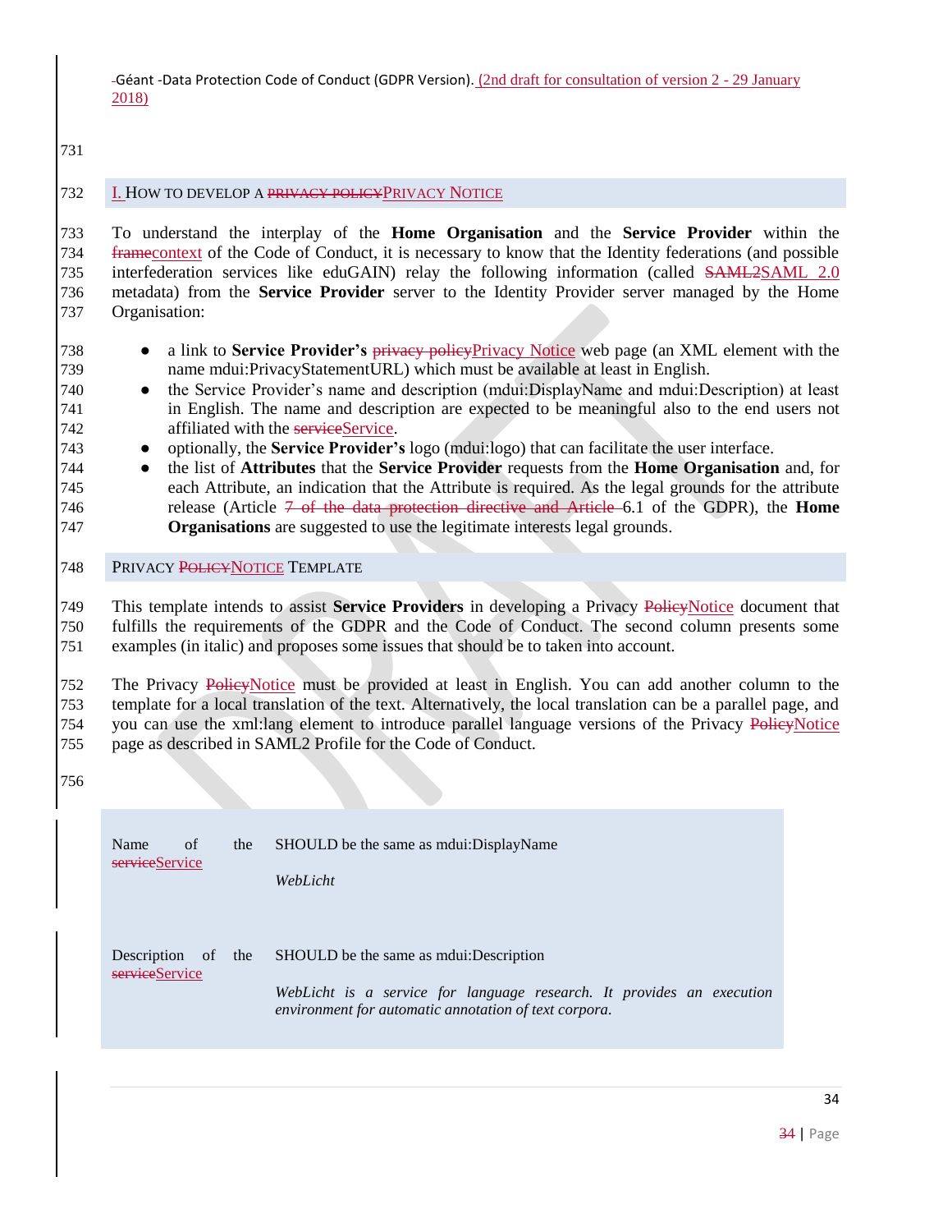## I. How to develop a Privacy Notice

To understand the interplay of the **Home Organisation** and the **Service Provider** within the context of the Code of Conduct, it is necessary to know that the Identity federations (and possible interfederation services like eduGAIN) relay the following information (called SAML 2.0 metadata) from the **Service Provider** server to the Identity Provider server managed by the Home Organisation:

- a link to **Service Provider's** Privacy Notice web page (an XML element with the name mdui:PrivacyStatementURL) which must be available at least in English.
- the Service Provider's name and description (mdui:DisplayName and mdui:Description) at least in English. The name and description are expected to be meaningful also to the end users not affiliated with the Service.
- optionally, the **Service Provider's** logo (mdui:logo) that can facilitate the user interface.
- the list of **Attributes** that the **Service Provider** requests from the **Home Organisation** and, for each Attribute, an indication that the Attribute is required. As the legal grounds for the attribute release (Article 6.1 of the GDPR), the **Home Organisations** are suggested to use the legitimate interests legal grounds.

## Privacy Notice Template

This template intends to assist **Service Providers** in developing a Privacy Notice document that fulfills the requirements of the GDPR and the Code of Conduct. The second column presents some examples (in italic) and proposes some issues that should be to taken into account.

The Privacy Notice must be provided at least in English. You can add another column to the template for a local translation of the text. Alternatively, the local translation can be a parallel page, and you can use the xml:lang element to introduce parallel language versions of the Privacy Notice page as described in SAML2 Profile for the Code of Conduct.

| | |
|---|---|
| Name of the Service | SHOULD be the same as mdui:DisplayName<br><br>*WebLicht* |
| Description of the Service | SHOULD be the same as mdui:Description<br><br>*WebLicht is a service for language research. It provides an execution environment for automatic annotation of text corpora.* |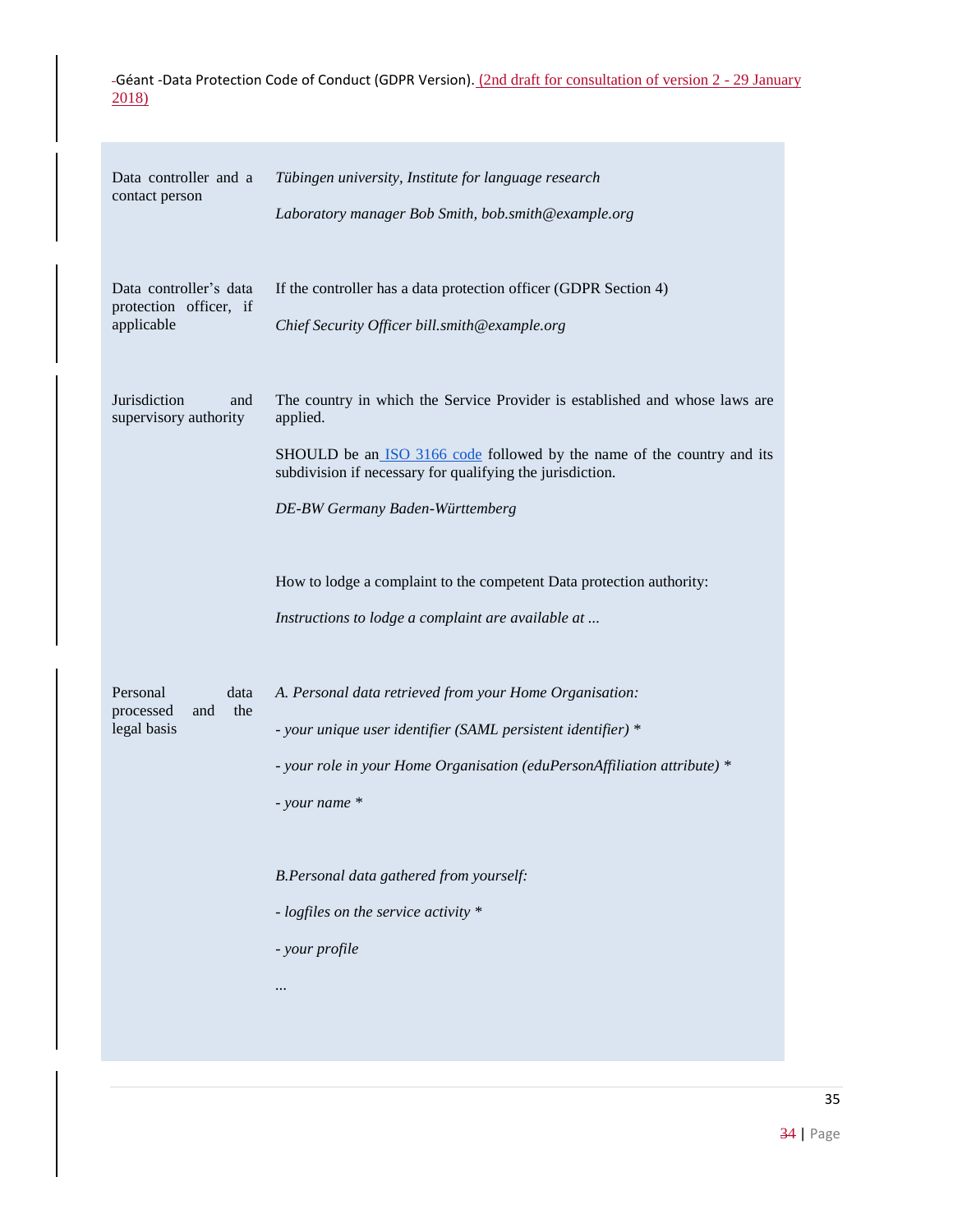| | |
|---|---|
| Data controller and a contact person | *Tübingen university, Institute for language research*<br><br>*Laboratory manager Bob Smith, bob.smith@example.org* |
| Data controller's data protection officer, if applicable | If the controller has a data protection officer (GDPR Section 4)<br><br>*Chief Security Officer bill.smith@example.org* |
| Jurisdiction and supervisory authority | The country in which the Service Provider is established and whose laws are applied.<br><br>SHOULD be an ISO 3166 code followed by the name of the country and its subdivision if necessary for qualifying the jurisdiction.<br><br>*DE-BW Germany Baden-Württemberg*<br><br>How to lodge a complaint to the competent Data protection authority:<br><br>*Instructions to lodge a complaint are available at ...* |
| Personal data processed and the legal basis | *A. Personal data retrieved from your Home Organisation:*<br><br>*- your unique user identifier (SAML persistent identifier) **<br><br>*- your role in your Home Organisation (eduPersonAffiliation attribute) **<br><br>*- your name **<br><br>*B.Personal data gathered from yourself:*<br><br>*- logfiles on the service activity **<br><br>*- your profile*<br><br>*...* |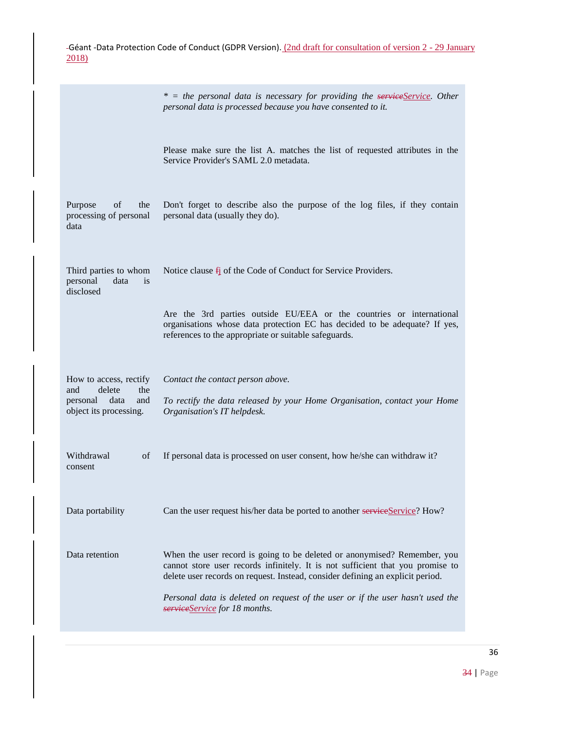| | |
|---|---|
| | *\* = the personal data is necessary for providing the ~~service~~Service. Other personal data is processed because you have consented to it.* |
| | Please make sure the list A. matches the list of requested attributes in the Service Provider's SAML 2.0 metadata. |
| Purpose of the processing of personal data | Don't forget to describe also the purpose of the log files, if they contain personal data (usually they do). |
| Third parties to whom personal data is disclosed | Notice clause ~~f~~j of the Code of Conduct for Service Providers. |
| | Are the 3rd parties outside EU/EEA or the countries or international organisations whose data protection EC has decided to be adequate? If yes, references to the appropriate or suitable safeguards. |
| How to access, rectify and delete the personal data and object its processing. | *Contact the contact person above.*<br><br>*To rectify the data released by your Home Organisation, contact your Home Organisation's IT helpdesk.* |
| Withdrawal of consent | If personal data is processed on user consent, how he/she can withdraw it? |
| Data portability | Can the user request his/her data be ported to another ~~service~~Service? How? |
| Data retention | When the user record is going to be deleted or anonymised? Remember, you cannot store user records infinitely. It is not sufficient that you promise to delete user records on request. Instead, consider defining an explicit period.<br><br>*Personal data is deleted on request of the user or if the user hasn't used the ~~service~~Service for 18 months.* |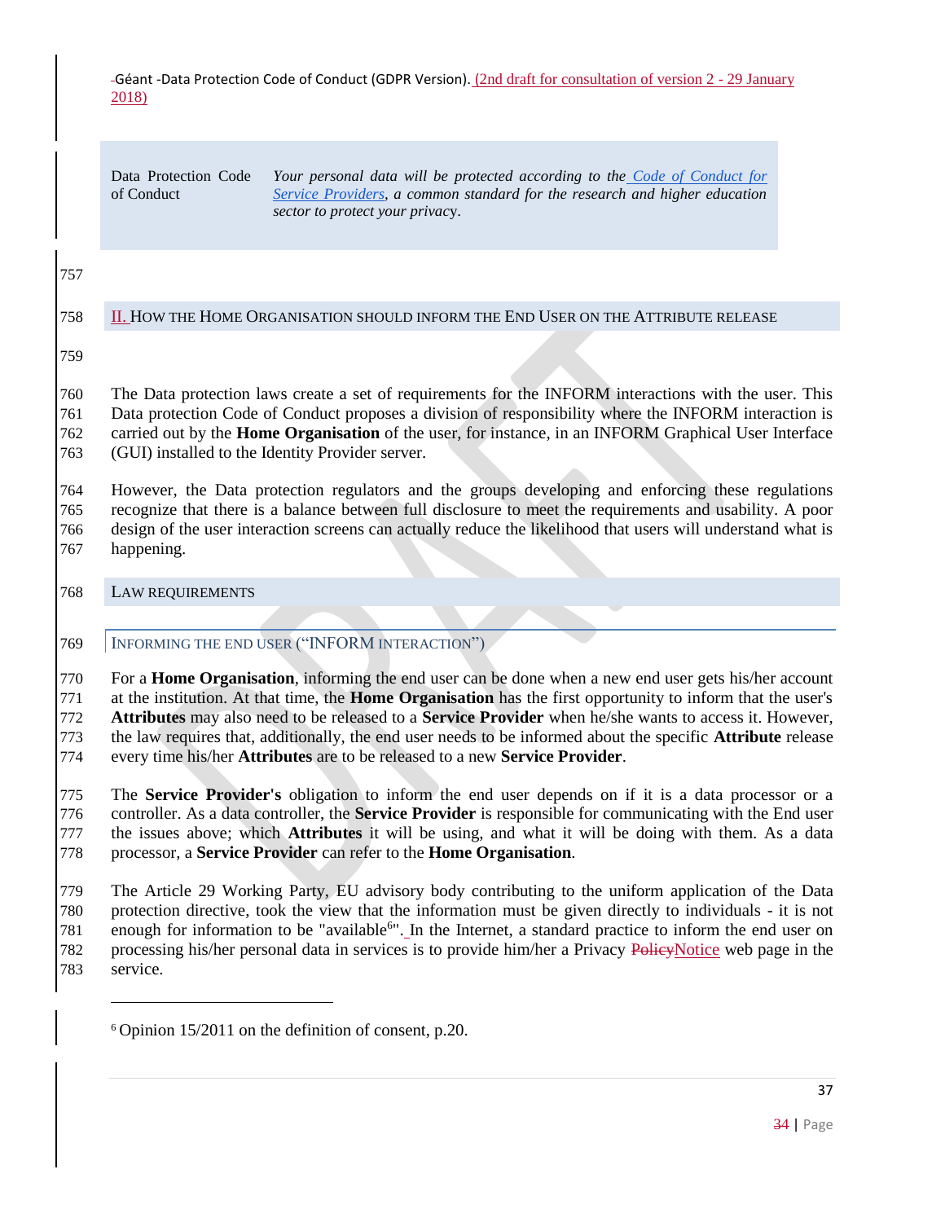| Data Protection Code of Conduct | *Your personal data will be protected according to the Code of Conduct for Service Providers, a common standard for the research and higher education sector to protect your privacy.* |
|---|---|

## II. How the Home Organisation should inform the End User on the Attribute release

The Data protection laws create a set of requirements for the INFORM interactions with the user. This Data protection Code of Conduct proposes a division of responsibility where the INFORM interaction is carried out by the **Home Organisation** of the user, for instance, in an INFORM Graphical User Interface (GUI) installed to the Identity Provider server.

However, the Data protection regulators and the groups developing and enforcing these regulations recognize that there is a balance between full disclosure to meet the requirements and usability. A poor design of the user interaction screens can actually reduce the likelihood that users will understand what is happening.

### Law requirements

#### Informing the end user ("INFORM interaction")

For a **Home Organisation**, informing the end user can be done when a new end user gets his/her account at the institution. At that time, the **Home Organisation** has the first opportunity to inform that the user's **Attributes** may also need to be released to a **Service Provider** when he/she wants to access it. However, the law requires that, additionally, the end user needs to be informed about the specific **Attribute** release every time his/her **Attributes** are to be released to a new **Service Provider**.

The **Service Provider's** obligation to inform the end user depends on if it is a data processor or a controller. As a data controller, the **Service Provider** is responsible for communicating with the End user the issues above; which **Attributes** it will be using, and what it will be doing with them. As a data processor, a **Service Provider** can refer to the **Home Organisation**.

The Article 29 Working Party, EU advisory body contributing to the uniform application of the Data protection directive, took the view that the information must be given directly to individuals - it is not enough for information to be "available[6]". In the Internet, a standard practice to inform the end user on processing his/her personal data in services is to provide him/her a Privacy ~~Policy~~Notice web page in the service.

[6] Opinion 15/2011 on the definition of consent, p.20.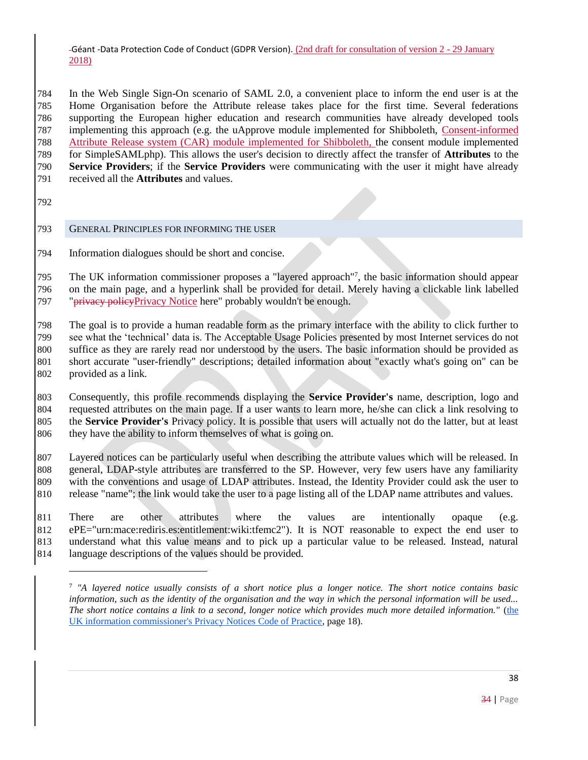In the Web Single Sign-On scenario of SAML 2.0, a convenient place to inform the end user is at the Home Organisation before the Attribute release takes place for the first time. Several federations supporting the European higher education and research communities have already developed tools implementing this approach (e.g. the uApprove module implemented for Shibboleth, Consent-informed Attribute Release system (CAR) module implemented for Shibboleth, the consent module implemented for SimpleSAMLphp). This allows the user's decision to directly affect the transfer of **Attributes** to the **Service Providers**; if the **Service Providers** were communicating with the user it might have already received all the **Attributes** and values.

## General Principles for informing the user

Information dialogues should be short and concise.

The UK information commissioner proposes a "layered approach"[7], the basic information should appear on the main page, and a hyperlink shall be provided for detail. Merely having a clickable link labelled "~~privacy policy~~Privacy Notice here" probably wouldn't be enough.

The goal is to provide a human readable form as the primary interface with the ability to click further to see what the 'technical' data is. The Acceptable Usage Policies presented by most Internet services do not suffice as they are rarely read nor understood by the users. The basic information should be provided as short accurate "user-friendly" descriptions; detailed information about "exactly what's going on" can be provided as a link.

Consequently, this profile recommends displaying the **Service Provider's** name, description, logo and requested attributes on the main page. If a user wants to learn more, he/she can click a link resolving to the **Service Provider's** Privacy policy. It is possible that users will actually not do the latter, but at least they have the ability to inform themselves of what is going on.

Layered notices can be particularly useful when describing the attribute values which will be released. In general, LDAP-style attributes are transferred to the SP. However, very few users have any familiarity with the conventions and usage of LDAP attributes. Instead, the Identity Provider could ask the user to release "name"; the link would take the user to a page listing all of the LDAP name attributes and values.

There are other attributes where the values are intentionally opaque (e.g. ePE="urn:mace:rediris.es:entitlement:wiki:tfemc2"). It is NOT reasonable to expect the end user to understand what this value means and to pick up a particular value to be released. Instead, natural language descriptions of the values should be provided.

---

[7] *"A layered notice usually consists of a short notice plus a longer notice. The short notice contains basic information, such as the identity of the organisation and the way in which the personal information will be used... The short notice contains a link to a second, longer notice which provides much more detailed information."* (the UK information commissioner's Privacy Notices Code of Practice, page 18).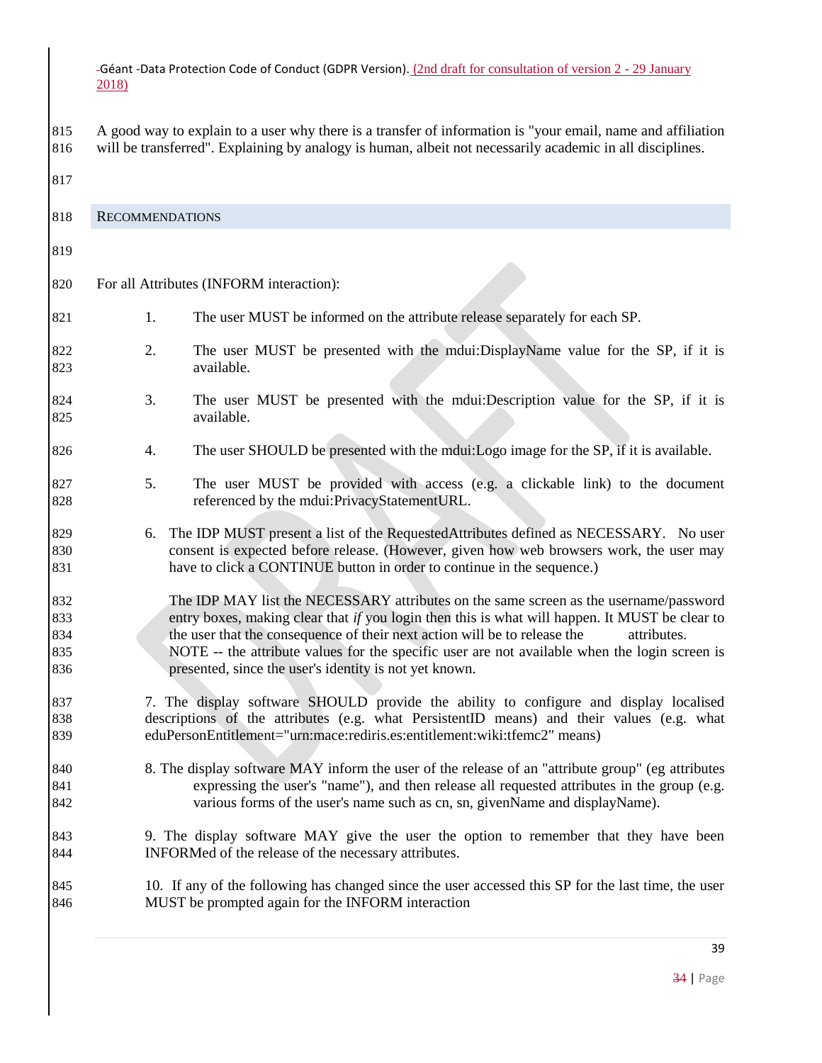A good way to explain to a user why there is a transfer of information is "your email, name and affiliation will be transferred". Explaining by analogy is human, albeit not necessarily academic in all disciplines.

## RECOMMENDATIONS

For all Attributes (INFORM interaction):

1. The user MUST be informed on the attribute release separately for each SP.
2. The user MUST be presented with the mdui:DisplayName value for the SP, if it is available.
3. The user MUST be presented with the mdui:Description value for the SP, if it is available.
4. The user SHOULD be presented with the mdui:Logo image for the SP, if it is available.
5. The user MUST be provided with access (e.g. a clickable link) to the document referenced by the mdui:PrivacyStatementURL.
6. The IDP MUST present a list of the RequestedAttributes defined as NECESSARY. No user consent is expected before release. (However, given how web browsers work, the user may have to click a CONTINUE button in order to continue in the sequence.)

   The IDP MAY list the NECESSARY attributes on the same screen as the username/password entry boxes, making clear that *if* you login then this is what will happen. It MUST be clear to the user that the consequence of their next action will be to release the attributes. NOTE -- the attribute values for the specific user are not available when the login screen is presented, since the user's identity is not yet known.

7. The display software SHOULD provide the ability to configure and display localised descriptions of the attributes (e.g. what PersistentID means) and their values (e.g. what eduPersonEntitlement="urn:mace:rediris.es:entitlement:wiki:tfemc2" means)
8. The display software MAY inform the user of the release of an "attribute group" (eg attributes expressing the user's "name"), and then release all requested attributes in the group (e.g. various forms of the user's name such as cn, sn, givenName and displayName).
9. The display software MAY give the user the option to remember that they have been INFORMed of the release of the necessary attributes.
10. If any of the following has changed since the user accessed this SP for the last time, the user MUST be prompted again for the INFORM interaction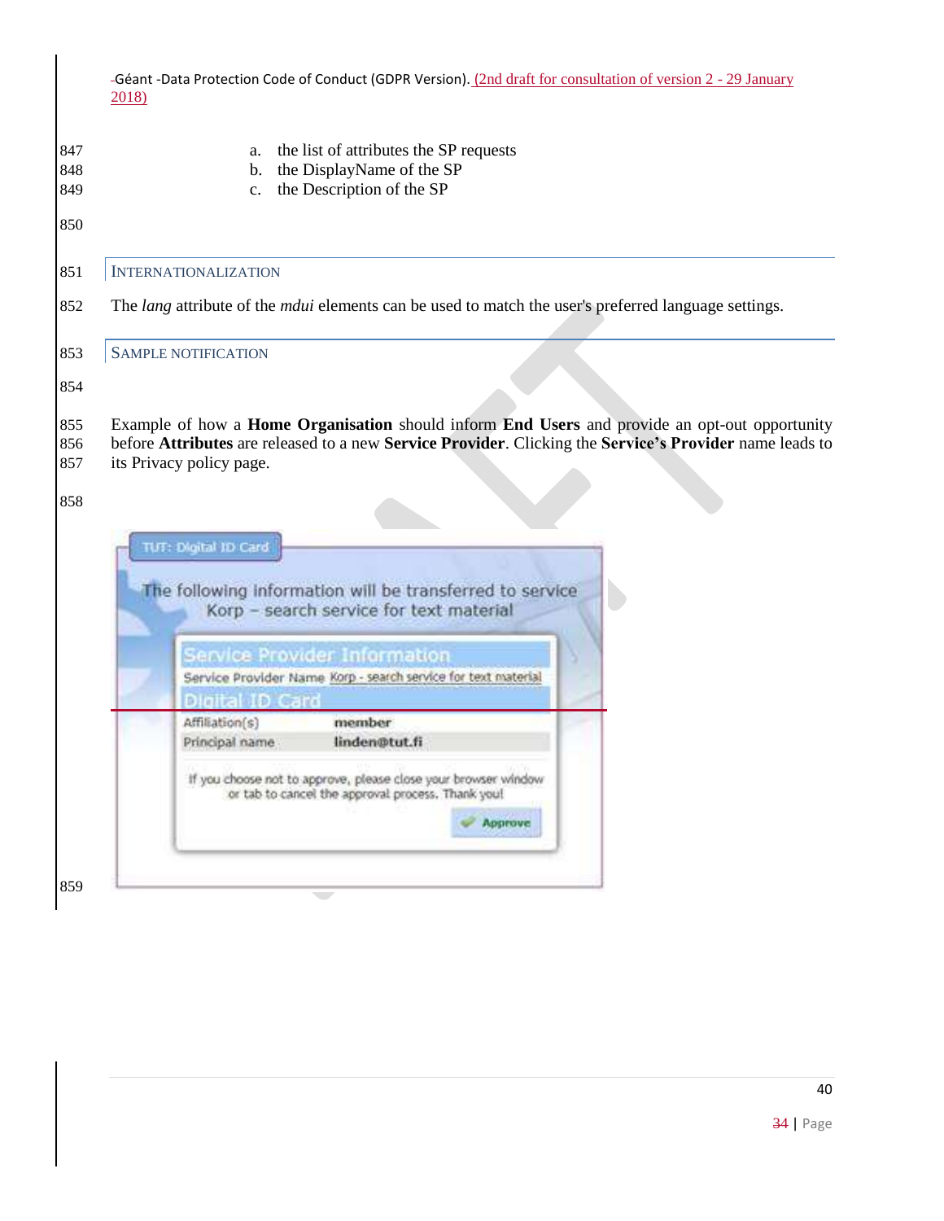a. the list of attributes the SP requests
b. the DisplayName of the SP
c. the Description of the SP

## INTERNATIONALIZATION

The *lang* attribute of the *mdui* elements can be used to match the user's preferred language settings.

## SAMPLE NOTIFICATION

Example of how a **Home Organisation** should inform **End Users** and provide an opt-out opportunity before **Attributes** are released to a new **Service Provider**. Clicking the **Service's Provider** name leads to its Privacy policy page.

TUT: Digital ID Card

The following information will be transferred to service Korp – search service for text material

**Service Provider Information**

| | |
|---|---|
| Service Provider Name | Korp - search service for text material |

**Digital ID Card**

| | |
|---|---|
| Affiliation(s) | member |
| Principal name | linden@tut.fi |

If you choose not to approve, please close your browser window or tab to cancel the approval process. Thank you!

Approve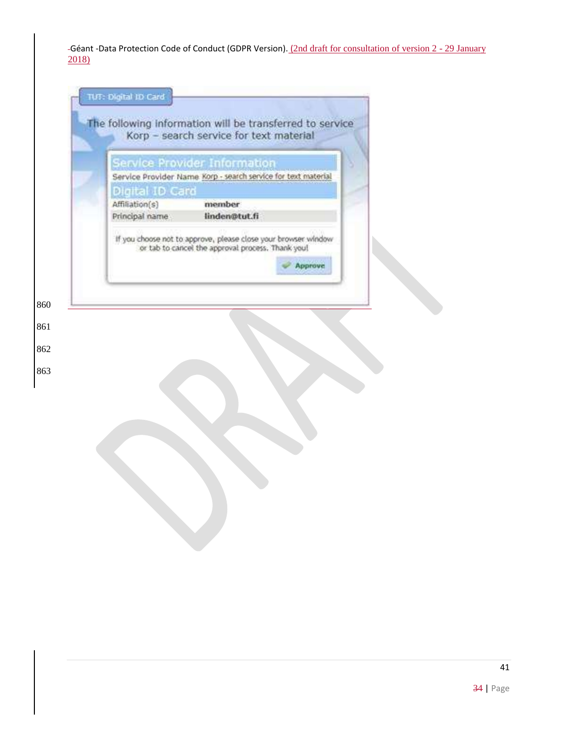TUT: Digital ID Card

The following information will be transferred to service Korp – search service for text material

**Service Provider Information**

| Service Provider Name | Korp - search service for text material |
| --- | --- |

**Digital ID Card**

| Affiliation(s) | **member** |
| --- | --- |
| Principal name | **linden@tut.fi** |

If you choose not to approve, please close your browser window or tab to cancel the approval process. Thank you!

Approve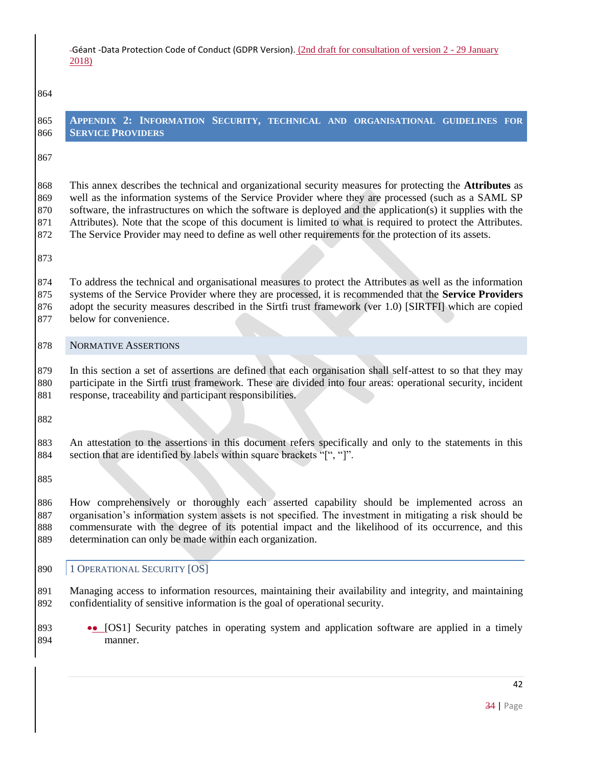## Appendix 2: Information Security, technical and organisational guidelines for Service Providers

This annex describes the technical and organizational security measures for protecting the **Attributes** as well as the information systems of the Service Provider where they are processed (such as a SAML SP software, the infrastructures on which the software is deployed and the application(s) it supplies with the Attributes). Note that the scope of this document is limited to what is required to protect the Attributes. The Service Provider may need to define as well other requirements for the protection of its assets.

To address the technical and organisational measures to protect the Attributes as well as the information systems of the Service Provider where they are processed, it is recommended that the **Service Providers** adopt the security measures described in the Sirtfi trust framework (ver 1.0) [SIRTFI] which are copied below for convenience.

### Normative Assertions

In this section a set of assertions are defined that each organisation shall self-attest to so that they may participate in the Sirtfi trust framework. These are divided into four areas: operational security, incident response, traceability and participant responsibilities.

An attestation to the assertions in this document refers specifically and only to the statements in this section that are identified by labels within square brackets "[", "]".

How comprehensively or thoroughly each asserted capability should be implemented across an organisation's information system assets is not specified. The investment in mitigating a risk should be commensurate with the degree of its potential impact and the likelihood of its occurrence, and this determination can only be made within each organization.

#### 1 Operational Security [OS]

Managing access to information resources, maintaining their availability and integrity, and maintaining confidentiality of sensitive information is the goal of operational security.

- [OS1] Security patches in operating system and application software are applied in a timely manner.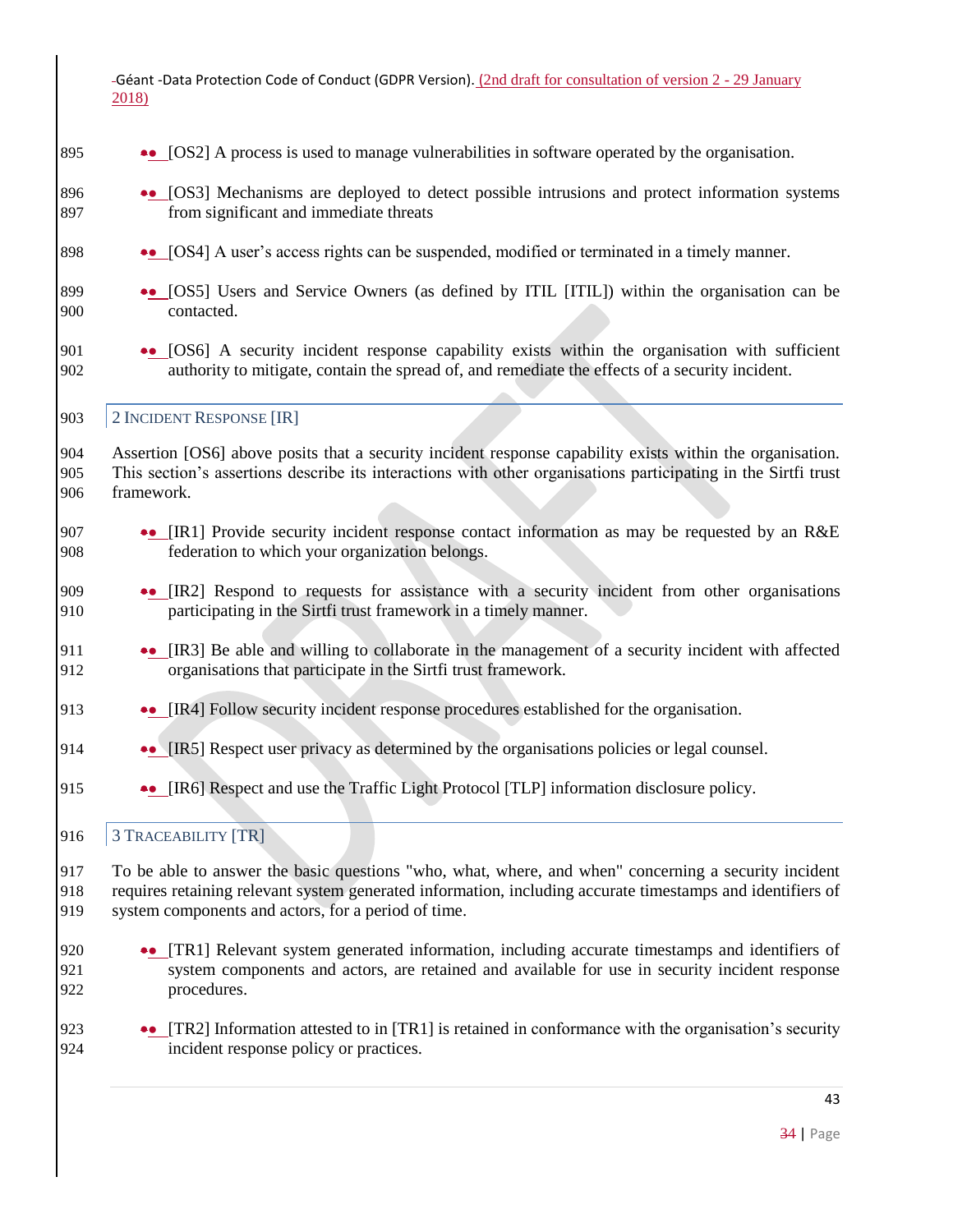- [OS2] A process is used to manage vulnerabilities in software operated by the organisation.
- [OS3] Mechanisms are deployed to detect possible intrusions and protect information systems from significant and immediate threats
- [OS4] A user's access rights can be suspended, modified or terminated in a timely manner.
- [OS5] Users and Service Owners (as defined by ITIL [ITIL]) within the organisation can be contacted.
- [OS6] A security incident response capability exists within the organisation with sufficient authority to mitigate, contain the spread of, and remediate the effects of a security incident.

## 2 Incident Response [IR]

Assertion [OS6] above posits that a security incident response capability exists within the organisation. This section's assertions describe its interactions with other organisations participating in the Sirtfi trust framework.

- [IR1] Provide security incident response contact information as may be requested by an R&E federation to which your organization belongs.
- [IR2] Respond to requests for assistance with a security incident from other organisations participating in the Sirtfi trust framework in a timely manner.
- [IR3] Be able and willing to collaborate in the management of a security incident with affected organisations that participate in the Sirtfi trust framework.
- [IR4] Follow security incident response procedures established for the organisation.
- [IR5] Respect user privacy as determined by the organisations policies or legal counsel.
- [IR6] Respect and use the Traffic Light Protocol [TLP] information disclosure policy.

## 3 Traceability [TR]

To be able to answer the basic questions "who, what, where, and when" concerning a security incident requires retaining relevant system generated information, including accurate timestamps and identifiers of system components and actors, for a period of time.

- [TR1] Relevant system generated information, including accurate timestamps and identifiers of system components and actors, are retained and available for use in security incident response procedures.
- [TR2] Information attested to in [TR1] is retained in conformance with the organisation's security incident response policy or practices.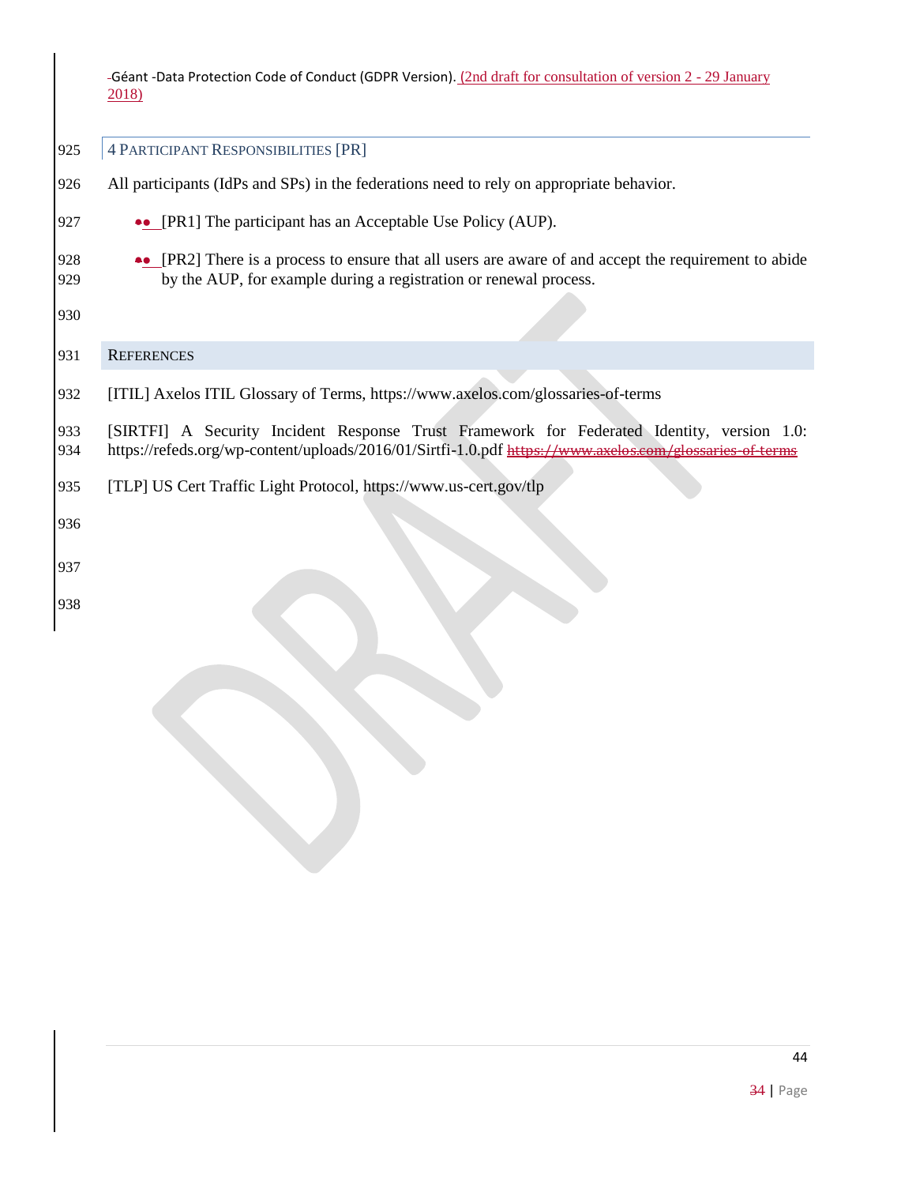## 4 Participant Responsibilities [PR]

All participants (IdPs and SPs) in the federations need to rely on appropriate behavior.

- [PR1] The participant has an Acceptable Use Policy (AUP).
- [PR2] There is a process to ensure that all users are aware of and accept the requirement to abide by the AUP, for example during a registration or renewal process.

## References

[ITIL] Axelos ITIL Glossary of Terms, https://www.axelos.com/glossaries-of-terms

[SIRTFI] A Security Incident Response Trust Framework for Federated Identity, version 1.0: https://refeds.org/wp-content/uploads/2016/01/Sirtfi-1.0.pdf ~~https://www.axelos.com/glossaries-of-terms~~

[TLP] US Cert Traffic Light Protocol, https://www.us-cert.gov/tlp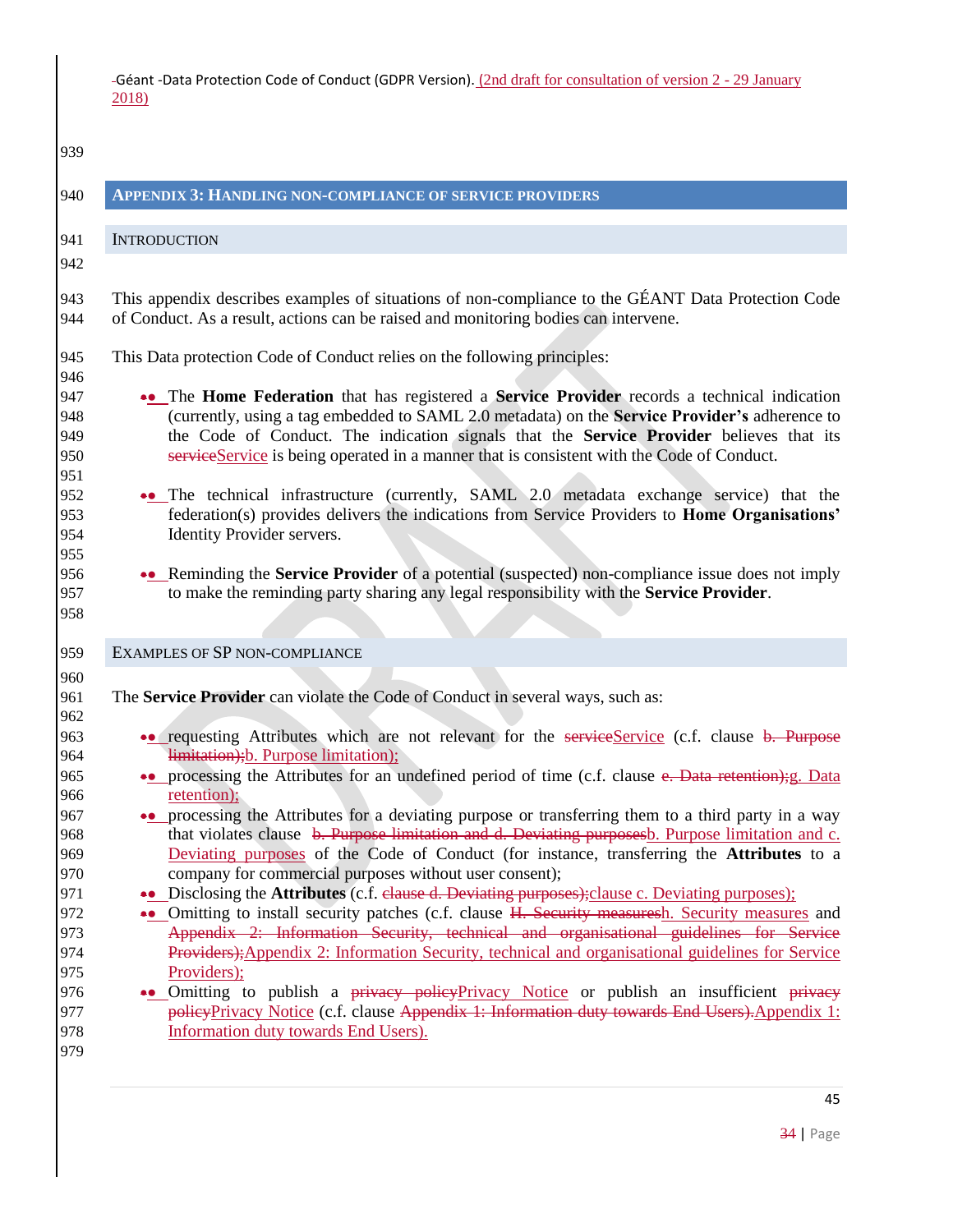## Appendix 3: Handling non-compliance of Service Providers

### Introduction

This appendix describes examples of situations of non-compliance to the GÉANT Data Protection Code of Conduct. As a result, actions can be raised and monitoring bodies can intervene.

This Data protection Code of Conduct relies on the following principles:

- The **Home Federation** that has registered a **Service Provider** records a technical indication (currently, using a tag embedded to SAML 2.0 metadata) on the **Service Provider's** adherence to the Code of Conduct. The indication signals that the **Service Provider** believes that its Service is being operated in a manner that is consistent with the Code of Conduct.

- The technical infrastructure (currently, SAML 2.0 metadata exchange service) that the federation(s) provides delivers the indications from Service Providers to **Home Organisations'** Identity Provider servers.

- Reminding the **Service Provider** of a potential (suspected) non-compliance issue does not imply to make the reminding party sharing any legal responsibility with the **Service Provider**.

### Examples of SP non-compliance

The **Service Provider** can violate the Code of Conduct in several ways, such as:

- requesting Attributes which are not relevant for the Service (c.f. clause b. Purpose limitation);
- processing the Attributes for an undefined period of time (c.f. clause g. Data retention);
- processing the Attributes for a deviating purpose or transferring them to a third party in a way that violates clause b. Purpose limitation and c. Deviating purposes of the Code of Conduct (for instance, transferring the **Attributes** to a company for commercial purposes without user consent);
- Disclosing the **Attributes** (c.f. clause c. Deviating purposes);
- Omitting to install security patches (c.f. clause h. Security measures and Appendix 2: Information Security, technical and organisational guidelines for Service Providers);
- Omitting to publish a Privacy Notice or publish an insufficient Privacy Notice (c.f. clause Appendix 1: Information duty towards End Users).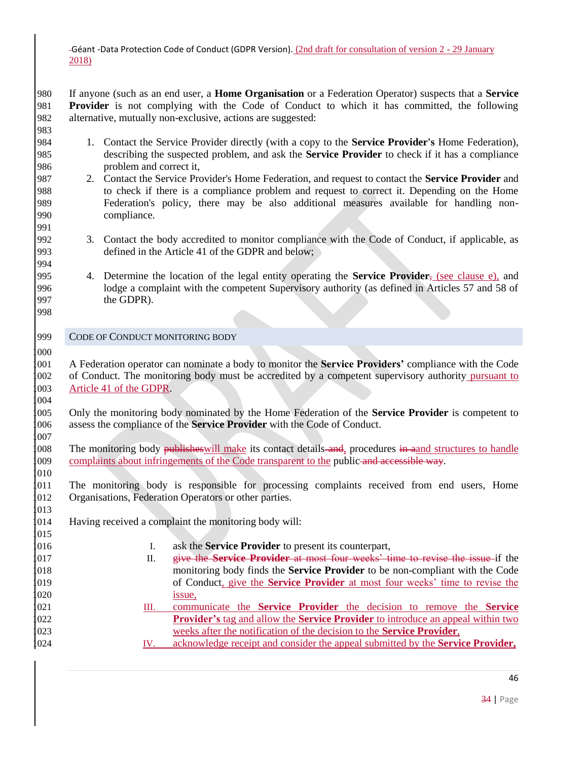If anyone (such as an end user, a **Home Organisation** or a Federation Operator) suspects that a **Service Provider** is not complying with the Code of Conduct to which it has committed, the following alternative, mutually non-exclusive, actions are suggested:

1. Contact the Service Provider directly (with a copy to the **Service Provider's** Home Federation), describing the suspected problem, and ask the **Service Provider** to check if it has a compliance problem and correct it,
2. Contact the Service Provider's Home Federation, and request to contact the **Service Provider** and to check if there is a compliance problem and request to correct it. Depending on the Home Federation's policy, there may be also additional measures available for handling non-compliance.
3. Contact the body accredited to monitor compliance with the Code of Conduct, if applicable, as defined in the Article 41 of the GDPR and below;
4. Determine the location of the legal entity operating the **Service Provider**, (see clause e), and lodge a complaint with the competent Supervisory authority (as defined in Articles 57 and 58 of the GDPR).

## Code of Conduct monitoring body

A Federation operator can nominate a body to monitor the **Service Providers'** compliance with the Code of Conduct. The monitoring body must be accredited by a competent supervisory authority pursuant to Article 41 of the GDPR.

Only the monitoring body nominated by the Home Federation of the **Service Provider** is competent to assess the compliance of the **Service Provider** with the Code of Conduct.

The monitoring body ~~publishes~~will make its contact details ~~and~~, procedures ~~in a~~and structures to handle complaints about infringements of the Code transparent to the public ~~and accessible way~~.

The monitoring body is responsible for processing complaints received from end users, Home Organisations, Federation Operators or other parties.

Having received a complaint the monitoring body will:

I. ask the **Service Provider** to present its counterpart,
II. ~~give the **Service Provider** at most four weeks' time to revise the issue~~ if the monitoring body finds the **Service Provider** to be non-compliant with the Code of Conduct, give the **Service Provider** at most four weeks' time to revise the issue,
III. communicate the **Service Provider** the decision to remove the **Service Provider's** tag and allow the **Service Provider** to introduce an appeal within two weeks after the notification of the decision to the **Service Provider**,
IV. acknowledge receipt and consider the appeal submitted by the **Service Provider**,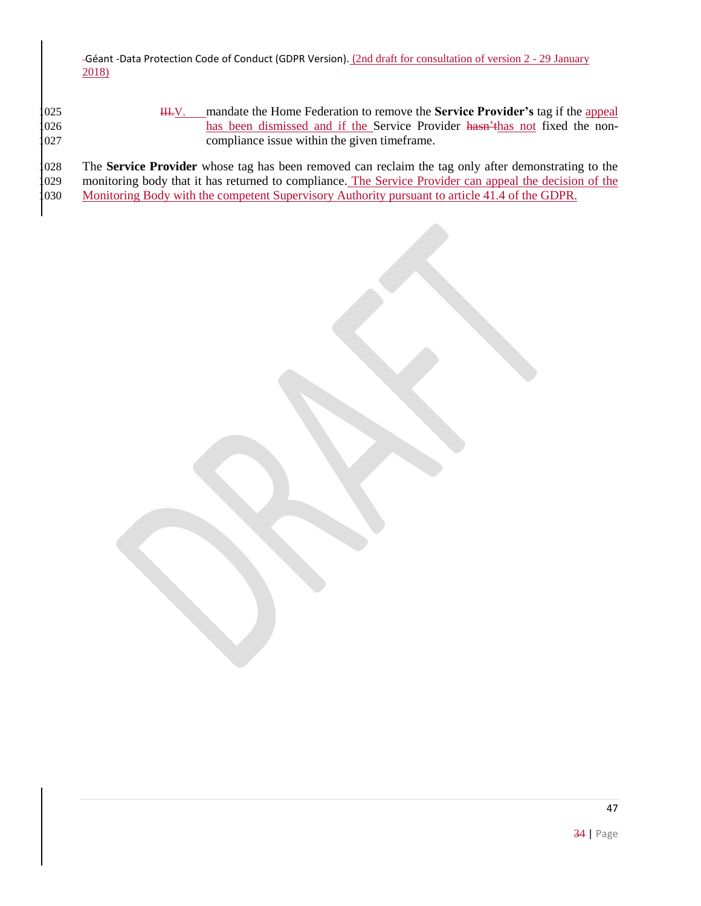V. mandate the Home Federation to remove the **Service Provider's** tag if the appeal has been dismissed and if the Service Provider has not fixed the non-compliance issue within the given timeframe.

The **Service Provider** whose tag has been removed can reclaim the tag only after demonstrating to the monitoring body that it has returned to compliance. The Service Provider can appeal the decision of the Monitoring Body with the competent Supervisory Authority pursuant to article 41.4 of the GDPR.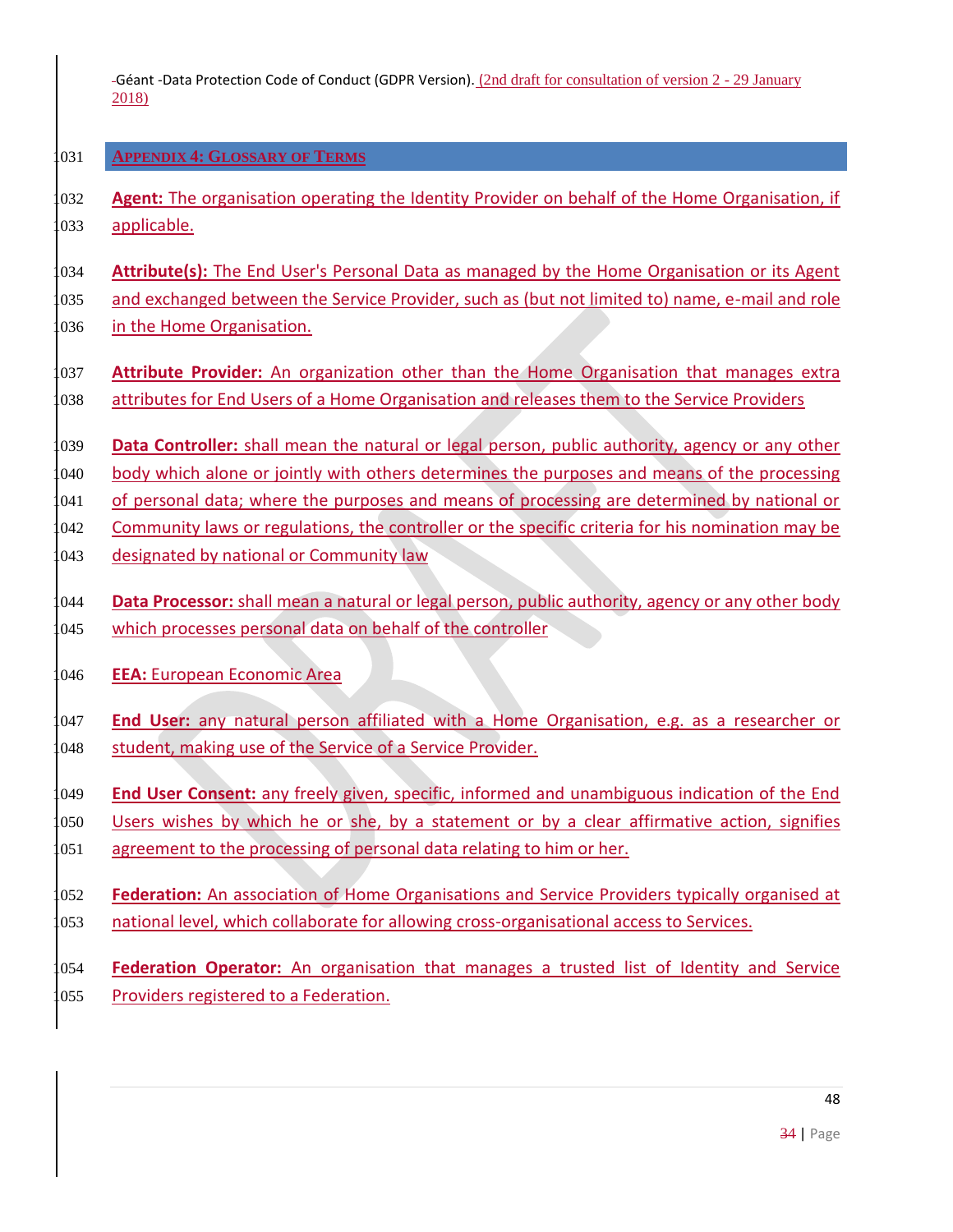## Appendix 4: Glossary of Terms

**Agent:** The organisation operating the Identity Provider on behalf of the Home Organisation, if applicable.

**Attribute(s):** The End User's Personal Data as managed by the Home Organisation or its Agent and exchanged between the Service Provider, such as (but not limited to) name, e-mail and role in the Home Organisation.

**Attribute Provider:** An organization other than the Home Organisation that manages extra attributes for End Users of a Home Organisation and releases them to the Service Providers

**Data Controller:** shall mean the natural or legal person, public authority, agency or any other body which alone or jointly with others determines the purposes and means of the processing of personal data; where the purposes and means of processing are determined by national or Community laws or regulations, the controller or the specific criteria for his nomination may be designated by national or Community law

**Data Processor:** shall mean a natural or legal person, public authority, agency or any other body which processes personal data on behalf of the controller

**EEA:** European Economic Area

**End User:** any natural person affiliated with a Home Organisation, e.g. as a researcher or student, making use of the Service of a Service Provider.

**End User Consent:** any freely given, specific, informed and unambiguous indication of the End Users wishes by which he or she, by a statement or by a clear affirmative action, signifies agreement to the processing of personal data relating to him or her.

**Federation:** An association of Home Organisations and Service Providers typically organised at national level, which collaborate for allowing cross-organisational access to Services.

**Federation Operator:** An organisation that manages a trusted list of Identity and Service Providers registered to a Federation.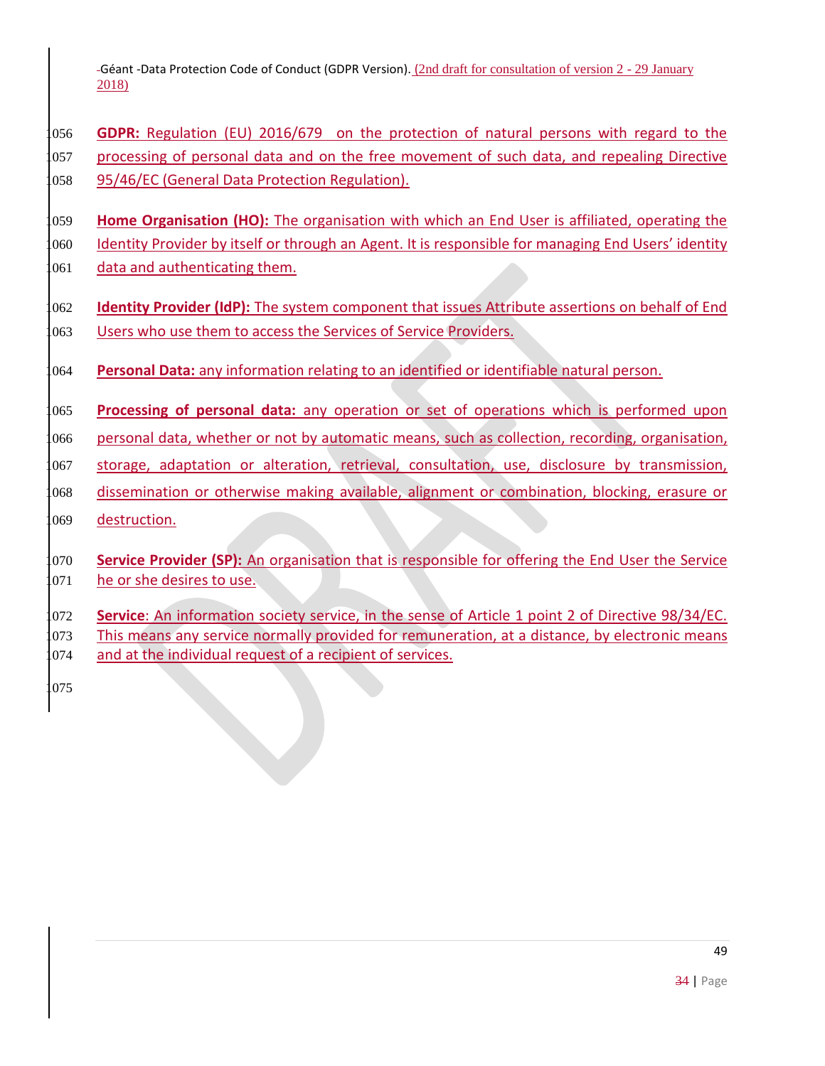**GDPR:** Regulation (EU) 2016/679 on the protection of natural persons with regard to the processing of personal data and on the free movement of such data, and repealing Directive 95/46/EC (General Data Protection Regulation).

**Home Organisation (HO):** The organisation with which an End User is affiliated, operating the Identity Provider by itself or through an Agent. It is responsible for managing End Users' identity data and authenticating them.

**Identity Provider (IdP):** The system component that issues Attribute assertions on behalf of End Users who use them to access the Services of Service Providers.

**Personal Data:** any information relating to an identified or identifiable natural person.

**Processing of personal data:** any operation or set of operations which is performed upon personal data, whether or not by automatic means, such as collection, recording, organisation, storage, adaptation or alteration, retrieval, consultation, use, disclosure by transmission, dissemination or otherwise making available, alignment or combination, blocking, erasure or destruction.

**Service Provider (SP):** An organisation that is responsible for offering the End User the Service he or she desires to use.

**Service**: An information society service, in the sense of Article 1 point 2 of Directive 98/34/EC. This means any service normally provided for remuneration, at a distance, by electronic means and at the individual request of a recipient of services.